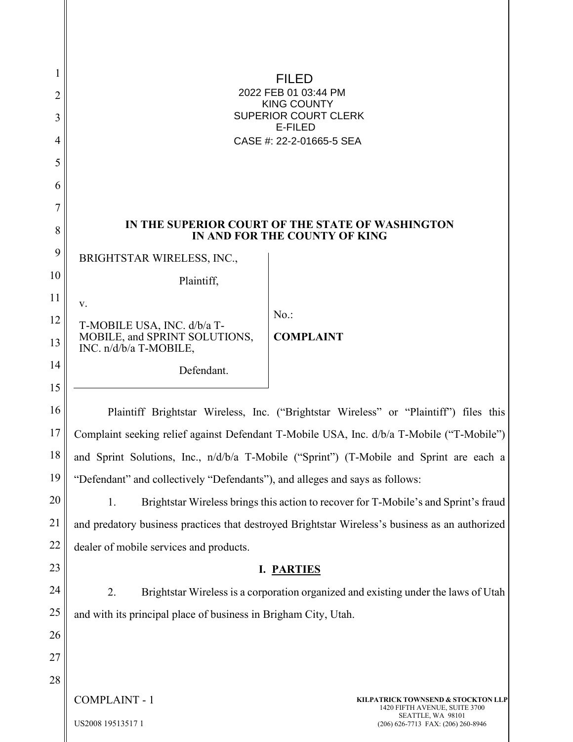FILED
2022 FEB 01 03:44 PM
KING COUNTY
SUPERIOR COURT CLERK
E-FILED
CASE #: 22-2-01665-5 SEA

**IN THE SUPERIOR COURT OF THE STATE OF WASHINGTON IN AND FOR THE COUNTY OF KING**

| | |
|---|---|
| BRIGHTSTAR WIRELESS, INC., Plaintiff, v. T-MOBILE USA, INC. d/b/a T-MOBILE, and SPRINT SOLUTIONS, INC. n/d/b/a T-MOBILE, Defendant. | No.: **COMPLAINT** |

Plaintiff Brightstar Wireless, Inc. ("Brightstar Wireless" or "Plaintiff") files this Complaint seeking relief against Defendant T-Mobile USA, Inc. d/b/a T-Mobile ("T-Mobile") and Sprint Solutions, Inc., n/d/b/a T-Mobile ("Sprint") (T-Mobile and Sprint are each a "Defendant" and collectively "Defendants"), and alleges and says as follows:

1. Brightstar Wireless brings this action to recover for T-Mobile's and Sprint's fraud and predatory business practices that destroyed Brightstar Wireless's business as an authorized dealer of mobile services and products.

## I. PARTIES

2. Brightstar Wireless is a corporation organized and existing under the laws of Utah and with its principal place of business in Brigham City, Utah.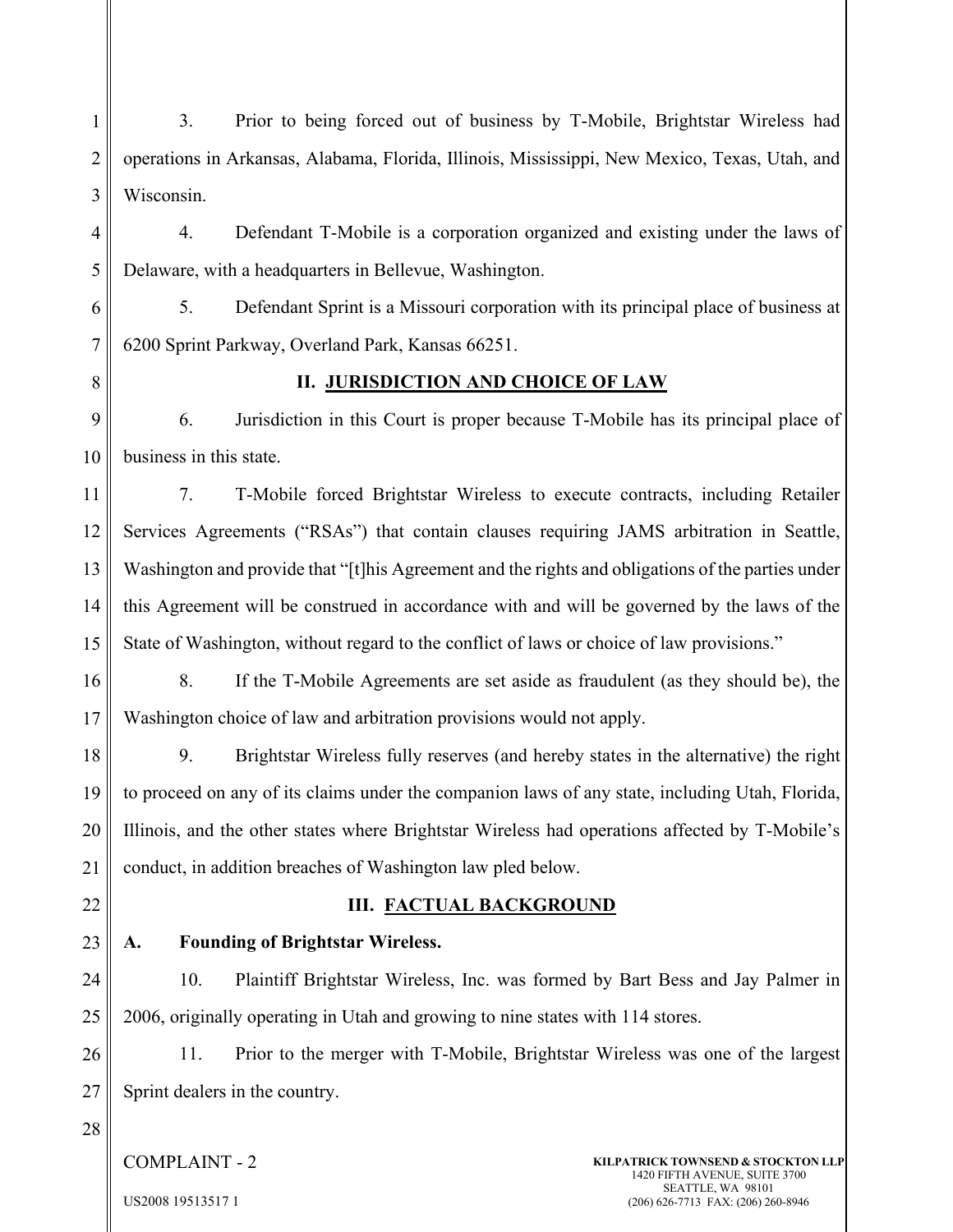3. Prior to being forced out of business by T-Mobile, Brightstar Wireless had operations in Arkansas, Alabama, Florida, Illinois, Mississippi, New Mexico, Texas, Utah, and Wisconsin.

4. Defendant T-Mobile is a corporation organized and existing under the laws of Delaware, with a headquarters in Bellevue, Washington.

5. Defendant Sprint is a Missouri corporation with its principal place of business at 6200 Sprint Parkway, Overland Park, Kansas 66251.

## II. JURISDICTION AND CHOICE OF LAW

6. Jurisdiction in this Court is proper because T-Mobile has its principal place of business in this state.

7. T-Mobile forced Brightstar Wireless to execute contracts, including Retailer Services Agreements ("RSAs") that contain clauses requiring JAMS arbitration in Seattle, Washington and provide that "[t]his Agreement and the rights and obligations of the parties under this Agreement will be construed in accordance with and will be governed by the laws of the State of Washington, without regard to the conflict of laws or choice of law provisions."

8. If the T-Mobile Agreements are set aside as fraudulent (as they should be), the Washington choice of law and arbitration provisions would not apply.

9. Brightstar Wireless fully reserves (and hereby states in the alternative) the right to proceed on any of its claims under the companion laws of any state, including Utah, Florida, Illinois, and the other states where Brightstar Wireless had operations affected by T-Mobile's conduct, in addition breaches of Washington law pled below.

## III. FACTUAL BACKGROUND

### A. Founding of Brightstar Wireless.

10. Plaintiff Brightstar Wireless, Inc. was formed by Bart Bess and Jay Palmer in 2006, originally operating in Utah and growing to nine states with 114 stores.

11. Prior to the merger with T-Mobile, Brightstar Wireless was one of the largest Sprint dealers in the country.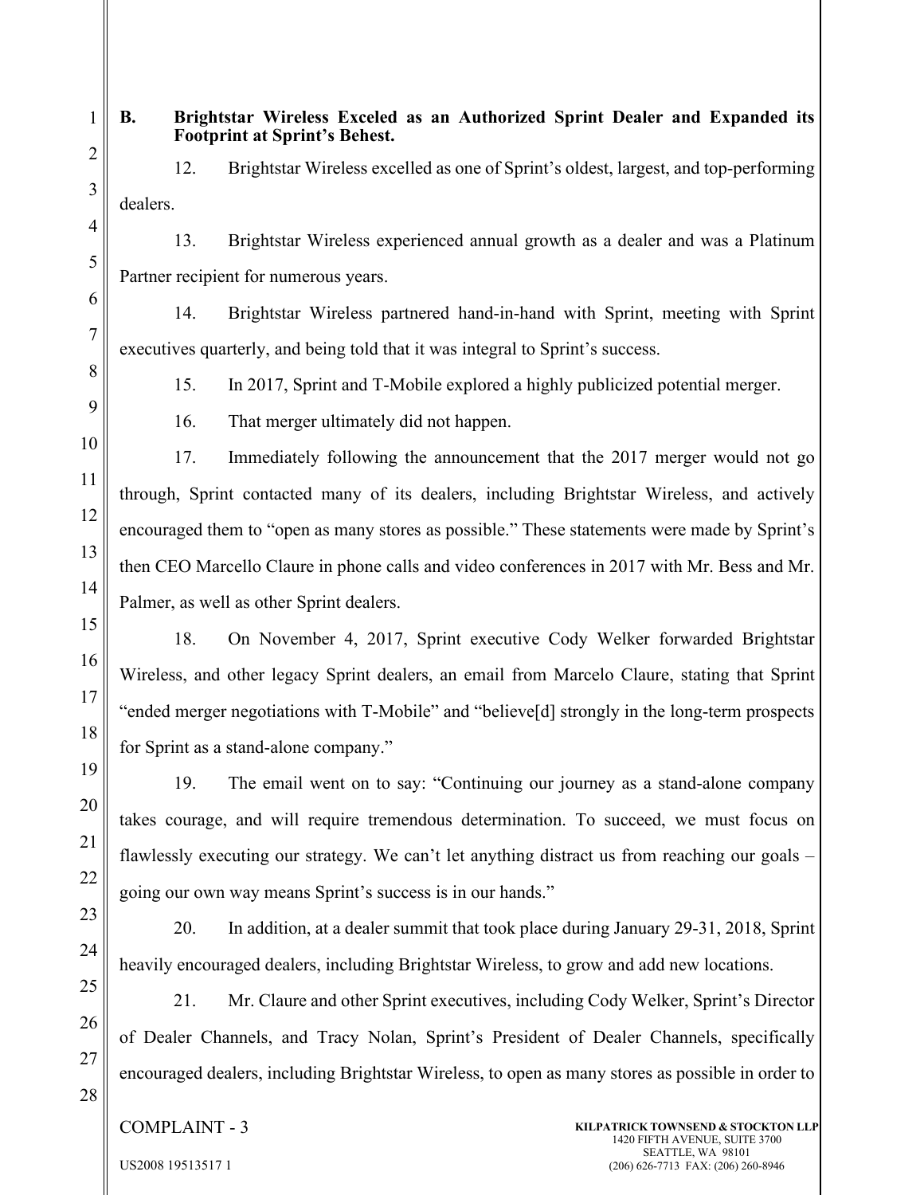## B. Brightstar Wireless Exceled as an Authorized Sprint Dealer and Expanded its Footprint at Sprint's Behest.

12. Brightstar Wireless excelled as one of Sprint's oldest, largest, and top-performing dealers.

13. Brightstar Wireless experienced annual growth as a dealer and was a Platinum Partner recipient for numerous years.

14. Brightstar Wireless partnered hand-in-hand with Sprint, meeting with Sprint executives quarterly, and being told that it was integral to Sprint's success.

15. In 2017, Sprint and T-Mobile explored a highly publicized potential merger.

16. That merger ultimately did not happen.

17. Immediately following the announcement that the 2017 merger would not go through, Sprint contacted many of its dealers, including Brightstar Wireless, and actively encouraged them to "open as many stores as possible." These statements were made by Sprint's then CEO Marcello Claure in phone calls and video conferences in 2017 with Mr. Bess and Mr. Palmer, as well as other Sprint dealers.

18. On November 4, 2017, Sprint executive Cody Welker forwarded Brightstar Wireless, and other legacy Sprint dealers, an email from Marcelo Claure, stating that Sprint "ended merger negotiations with T-Mobile" and "believe[d] strongly in the long-term prospects for Sprint as a stand-alone company."

19. The email went on to say: "Continuing our journey as a stand-alone company takes courage, and will require tremendous determination. To succeed, we must focus on flawlessly executing our strategy. We can't let anything distract us from reaching our goals – going our own way means Sprint's success is in our hands."

20. In addition, at a dealer summit that took place during January 29-31, 2018, Sprint heavily encouraged dealers, including Brightstar Wireless, to grow and add new locations.

21. Mr. Claure and other Sprint executives, including Cody Welker, Sprint's Director of Dealer Channels, and Tracy Nolan, Sprint's President of Dealer Channels, specifically encouraged dealers, including Brightstar Wireless, to open as many stores as possible in order to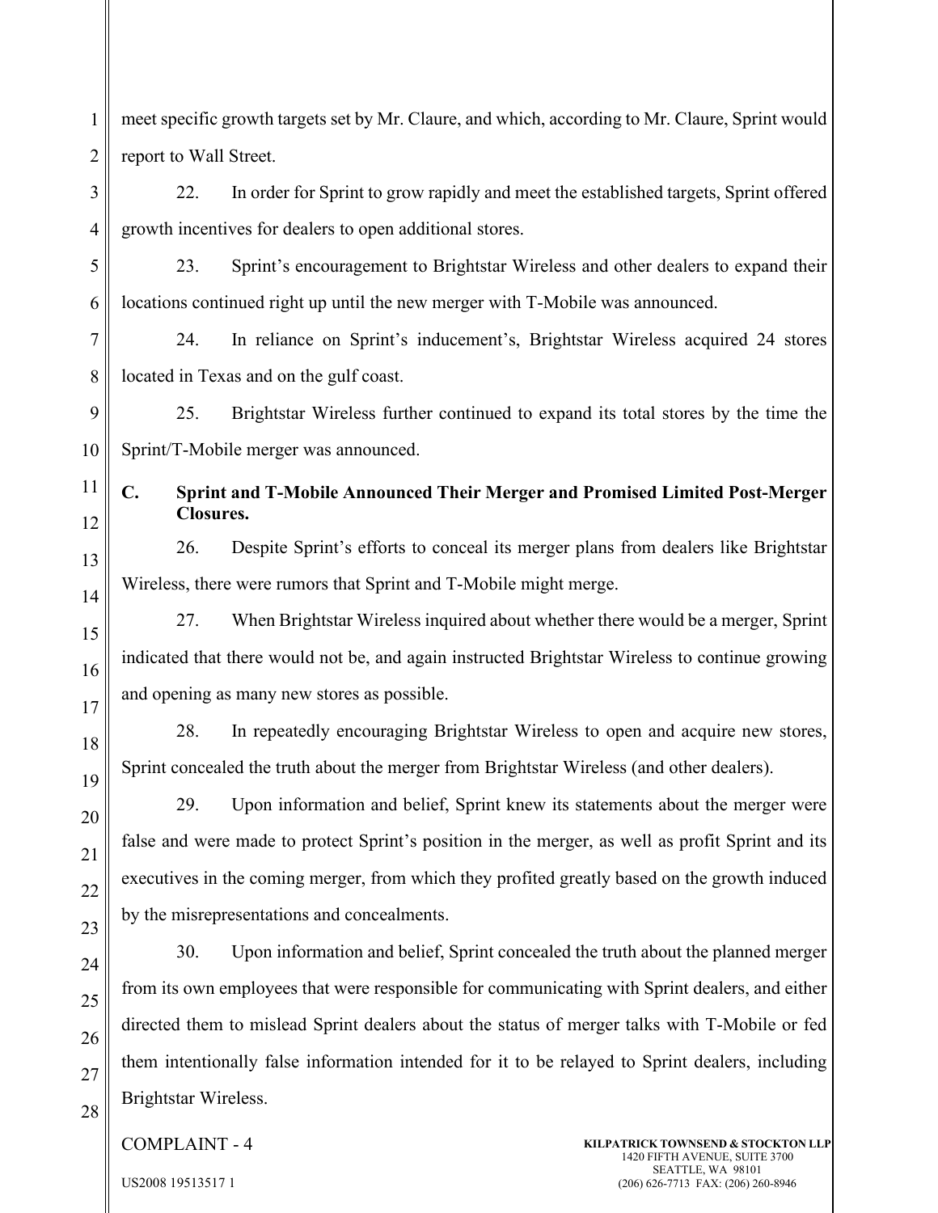meet specific growth targets set by Mr. Claure, and which, according to Mr. Claure, Sprint would report to Wall Street.

22. In order for Sprint to grow rapidly and meet the established targets, Sprint offered growth incentives for dealers to open additional stores.

23. Sprint's encouragement to Brightstar Wireless and other dealers to expand their locations continued right up until the new merger with T-Mobile was announced.

24. In reliance on Sprint's inducement's, Brightstar Wireless acquired 24 stores located in Texas and on the gulf coast.

25. Brightstar Wireless further continued to expand its total stores by the time the Sprint/T-Mobile merger was announced.

### C. Sprint and T-Mobile Announced Their Merger and Promised Limited Post-Merger Closures.

26. Despite Sprint's efforts to conceal its merger plans from dealers like Brightstar Wireless, there were rumors that Sprint and T-Mobile might merge.

27. When Brightstar Wireless inquired about whether there would be a merger, Sprint indicated that there would not be, and again instructed Brightstar Wireless to continue growing and opening as many new stores as possible.

28. In repeatedly encouraging Brightstar Wireless to open and acquire new stores, Sprint concealed the truth about the merger from Brightstar Wireless (and other dealers).

29. Upon information and belief, Sprint knew its statements about the merger were false and were made to protect Sprint's position in the merger, as well as profit Sprint and its executives in the coming merger, from which they profited greatly based on the growth induced by the misrepresentations and concealments.

30. Upon information and belief, Sprint concealed the truth about the planned merger from its own employees that were responsible for communicating with Sprint dealers, and either directed them to mislead Sprint dealers about the status of merger talks with T-Mobile or fed them intentionally false information intended for it to be relayed to Sprint dealers, including Brightstar Wireless.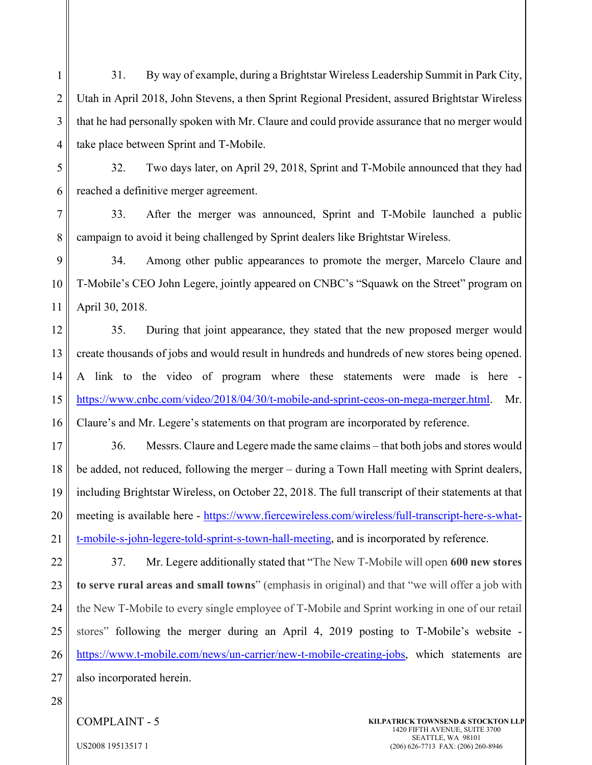31. By way of example, during a Brightstar Wireless Leadership Summit in Park City, Utah in April 2018, John Stevens, a then Sprint Regional President, assured Brightstar Wireless that he had personally spoken with Mr. Claure and could provide assurance that no merger would take place between Sprint and T-Mobile.

32. Two days later, on April 29, 2018, Sprint and T-Mobile announced that they had reached a definitive merger agreement.

33. After the merger was announced, Sprint and T-Mobile launched a public campaign to avoid it being challenged by Sprint dealers like Brightstar Wireless.

34. Among other public appearances to promote the merger, Marcelo Claure and T-Mobile's CEO John Legere, jointly appeared on CNBC's "Squawk on the Street" program on April 30, 2018.

35. During that joint appearance, they stated that the new proposed merger would create thousands of jobs and would result in hundreds and hundreds of new stores being opened. A link to the video of program where these statements were made is here - https://www.cnbc.com/video/2018/04/30/t-mobile-and-sprint-ceos-on-mega-merger.html. Mr. Claure's and Mr. Legere's statements on that program are incorporated by reference.

36. Messrs. Claure and Legere made the same claims – that both jobs and stores would be added, not reduced, following the merger – during a Town Hall meeting with Sprint dealers, including Brightstar Wireless, on October 22, 2018. The full transcript of their statements at that meeting is available here - https://www.fiercewireless.com/wireless/full-transcript-here-s-what-t-mobile-s-john-legere-told-sprint-s-town-hall-meeting, and is incorporated by reference.

37. Mr. Legere additionally stated that "The New T-Mobile will open **600 new stores to serve rural areas and small towns**" (emphasis in original) and that "we will offer a job with the New T-Mobile to every single employee of T-Mobile and Sprint working in one of our retail stores" following the merger during an April 4, 2019 posting to T-Mobile's website - https://www.t-mobile.com/news/un-carrier/new-t-mobile-creating-jobs, which statements are also incorporated herein.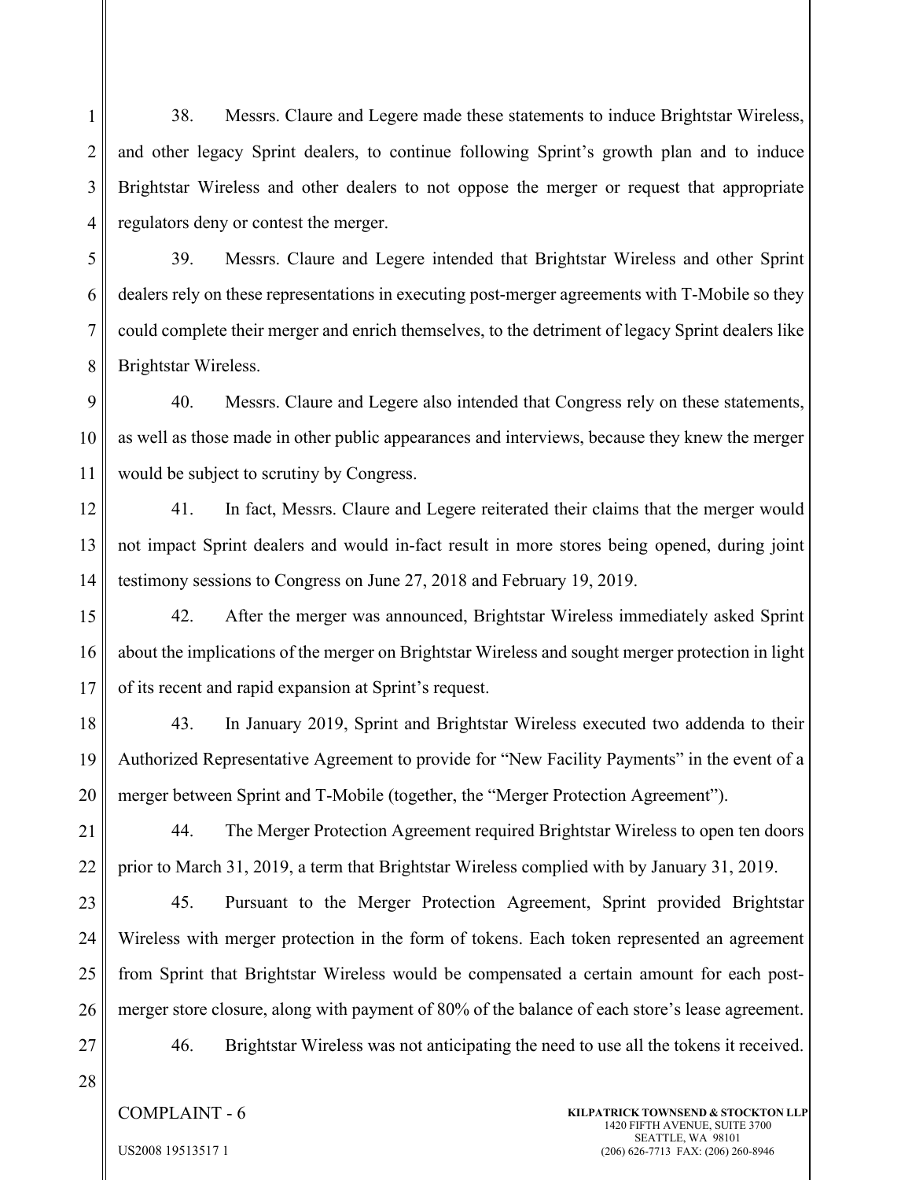38. Messrs. Claure and Legere made these statements to induce Brightstar Wireless, and other legacy Sprint dealers, to continue following Sprint's growth plan and to induce Brightstar Wireless and other dealers to not oppose the merger or request that appropriate regulators deny or contest the merger.

39. Messrs. Claure and Legere intended that Brightstar Wireless and other Sprint dealers rely on these representations in executing post-merger agreements with T-Mobile so they could complete their merger and enrich themselves, to the detriment of legacy Sprint dealers like Brightstar Wireless.

40. Messrs. Claure and Legere also intended that Congress rely on these statements, as well as those made in other public appearances and interviews, because they knew the merger would be subject to scrutiny by Congress.

41. In fact, Messrs. Claure and Legere reiterated their claims that the merger would not impact Sprint dealers and would in-fact result in more stores being opened, during joint testimony sessions to Congress on June 27, 2018 and February 19, 2019.

42. After the merger was announced, Brightstar Wireless immediately asked Sprint about the implications of the merger on Brightstar Wireless and sought merger protection in light of its recent and rapid expansion at Sprint's request.

43. In January 2019, Sprint and Brightstar Wireless executed two addenda to their Authorized Representative Agreement to provide for "New Facility Payments" in the event of a merger between Sprint and T-Mobile (together, the "Merger Protection Agreement").

44. The Merger Protection Agreement required Brightstar Wireless to open ten doors prior to March 31, 2019, a term that Brightstar Wireless complied with by January 31, 2019.

45. Pursuant to the Merger Protection Agreement, Sprint provided Brightstar Wireless with merger protection in the form of tokens. Each token represented an agreement from Sprint that Brightstar Wireless would be compensated a certain amount for each post-merger store closure, along with payment of 80% of the balance of each store's lease agreement.

46. Brightstar Wireless was not anticipating the need to use all the tokens it received.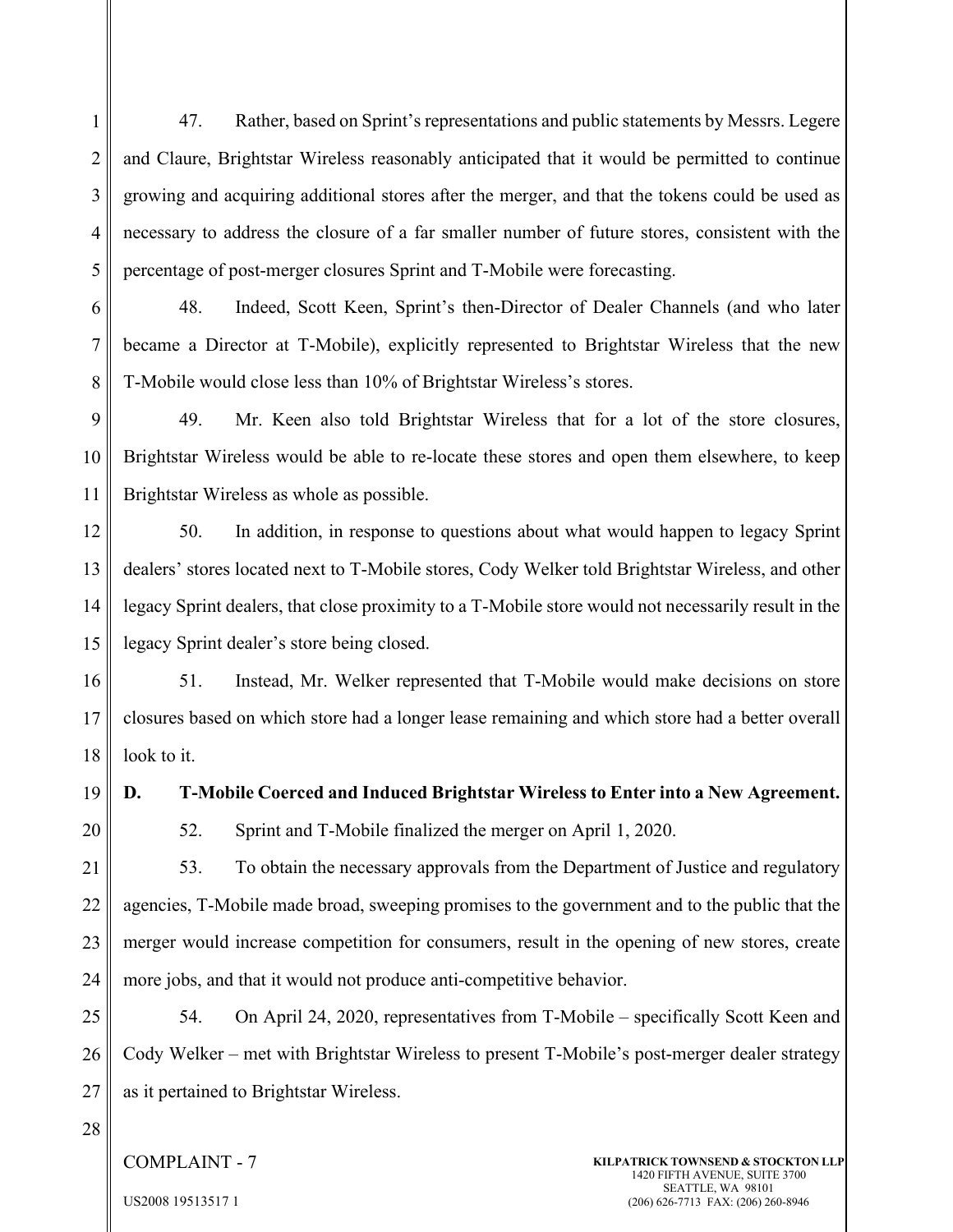47. Rather, based on Sprint's representations and public statements by Messrs. Legere and Claure, Brightstar Wireless reasonably anticipated that it would be permitted to continue growing and acquiring additional stores after the merger, and that the tokens could be used as necessary to address the closure of a far smaller number of future stores, consistent with the percentage of post-merger closures Sprint and T-Mobile were forecasting.

48. Indeed, Scott Keen, Sprint's then-Director of Dealer Channels (and who later became a Director at T-Mobile), explicitly represented to Brightstar Wireless that the new T-Mobile would close less than 10% of Brightstar Wireless's stores.

49. Mr. Keen also told Brightstar Wireless that for a lot of the store closures, Brightstar Wireless would be able to re-locate these stores and open them elsewhere, to keep Brightstar Wireless as whole as possible.

50. In addition, in response to questions about what would happen to legacy Sprint dealers' stores located next to T-Mobile stores, Cody Welker told Brightstar Wireless, and other legacy Sprint dealers, that close proximity to a T-Mobile store would not necessarily result in the legacy Sprint dealer's store being closed.

51. Instead, Mr. Welker represented that T-Mobile would make decisions on store closures based on which store had a longer lease remaining and which store had a better overall look to it.

### D. T-Mobile Coerced and Induced Brightstar Wireless to Enter into a New Agreement.

52. Sprint and T-Mobile finalized the merger on April 1, 2020.

53. To obtain the necessary approvals from the Department of Justice and regulatory agencies, T-Mobile made broad, sweeping promises to the government and to the public that the merger would increase competition for consumers, result in the opening of new stores, create more jobs, and that it would not produce anti-competitive behavior.

54. On April 24, 2020, representatives from T-Mobile – specifically Scott Keen and Cody Welker – met with Brightstar Wireless to present T-Mobile's post-merger dealer strategy as it pertained to Brightstar Wireless.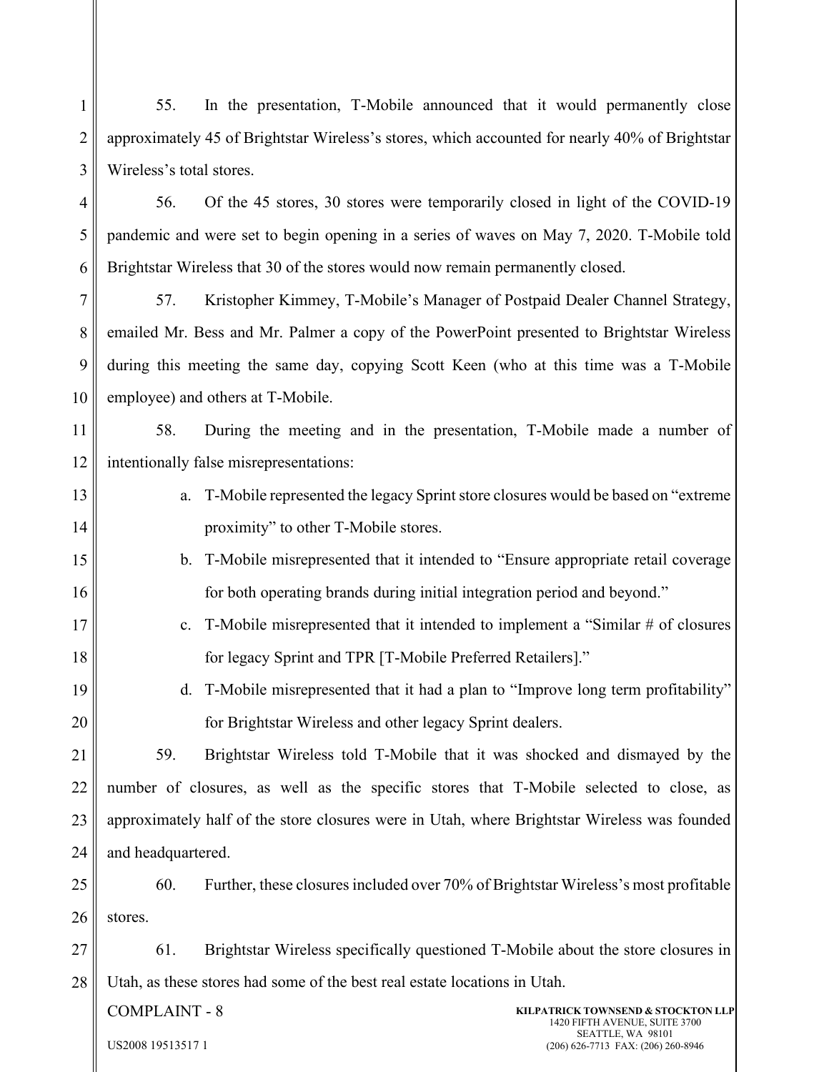55. In the presentation, T-Mobile announced that it would permanently close approximately 45 of Brightstar Wireless's stores, which accounted for nearly 40% of Brightstar Wireless's total stores.

56. Of the 45 stores, 30 stores were temporarily closed in light of the COVID-19 pandemic and were set to begin opening in a series of waves on May 7, 2020. T-Mobile told Brightstar Wireless that 30 of the stores would now remain permanently closed.

57. Kristopher Kimmey, T-Mobile's Manager of Postpaid Dealer Channel Strategy, emailed Mr. Bess and Mr. Palmer a copy of the PowerPoint presented to Brightstar Wireless during this meeting the same day, copying Scott Keen (who at this time was a T-Mobile employee) and others at T-Mobile.

58. During the meeting and in the presentation, T-Mobile made a number of intentionally false misrepresentations:

a. T-Mobile represented the legacy Sprint store closures would be based on "extreme proximity" to other T-Mobile stores.

b. T-Mobile misrepresented that it intended to "Ensure appropriate retail coverage for both operating brands during initial integration period and beyond."

c. T-Mobile misrepresented that it intended to implement a "Similar # of closures for legacy Sprint and TPR [T-Mobile Preferred Retailers]."

d. T-Mobile misrepresented that it had a plan to "Improve long term profitability" for Brightstar Wireless and other legacy Sprint dealers.

59. Brightstar Wireless told T-Mobile that it was shocked and dismayed by the number of closures, as well as the specific stores that T-Mobile selected to close, as approximately half of the store closures were in Utah, where Brightstar Wireless was founded and headquartered.

60. Further, these closures included over 70% of Brightstar Wireless's most profitable stores.

61. Brightstar Wireless specifically questioned T-Mobile about the store closures in Utah, as these stores had some of the best real estate locations in Utah.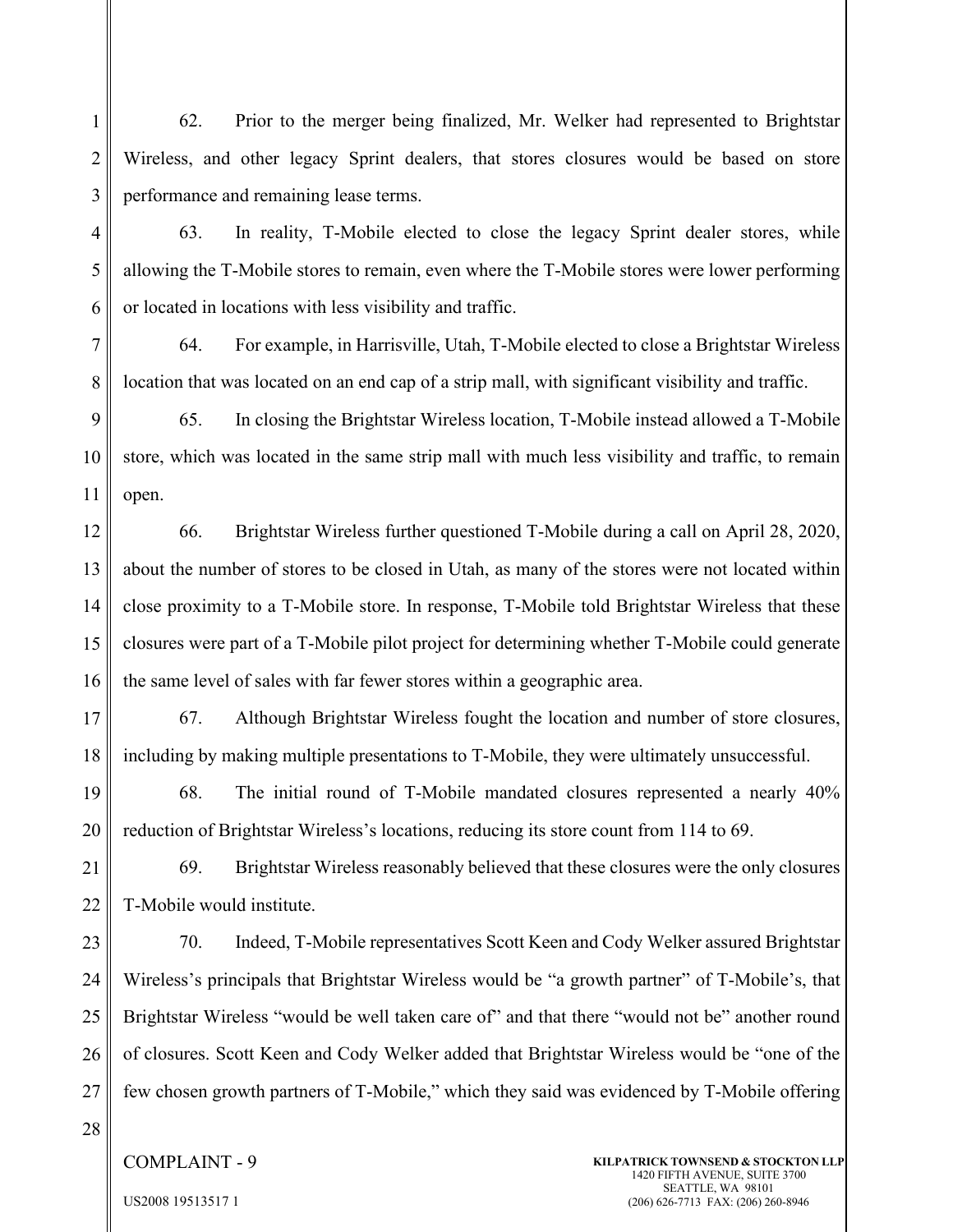62. Prior to the merger being finalized, Mr. Welker had represented to Brightstar Wireless, and other legacy Sprint dealers, that stores closures would be based on store performance and remaining lease terms.

63. In reality, T-Mobile elected to close the legacy Sprint dealer stores, while allowing the T-Mobile stores to remain, even where the T-Mobile stores were lower performing or located in locations with less visibility and traffic.

64. For example, in Harrisville, Utah, T-Mobile elected to close a Brightstar Wireless location that was located on an end cap of a strip mall, with significant visibility and traffic.

65. In closing the Brightstar Wireless location, T-Mobile instead allowed a T-Mobile store, which was located in the same strip mall with much less visibility and traffic, to remain open.

66. Brightstar Wireless further questioned T-Mobile during a call on April 28, 2020, about the number of stores to be closed in Utah, as many of the stores were not located within close proximity to a T-Mobile store. In response, T-Mobile told Brightstar Wireless that these closures were part of a T-Mobile pilot project for determining whether T-Mobile could generate the same level of sales with far fewer stores within a geographic area.

67. Although Brightstar Wireless fought the location and number of store closures, including by making multiple presentations to T-Mobile, they were ultimately unsuccessful.

68. The initial round of T-Mobile mandated closures represented a nearly 40% reduction of Brightstar Wireless's locations, reducing its store count from 114 to 69.

69. Brightstar Wireless reasonably believed that these closures were the only closures T-Mobile would institute.

70. Indeed, T-Mobile representatives Scott Keen and Cody Welker assured Brightstar Wireless's principals that Brightstar Wireless would be "a growth partner" of T-Mobile's, that Brightstar Wireless "would be well taken care of" and that there "would not be" another round of closures. Scott Keen and Cody Welker added that Brightstar Wireless would be "one of the few chosen growth partners of T-Mobile," which they said was evidenced by T-Mobile offering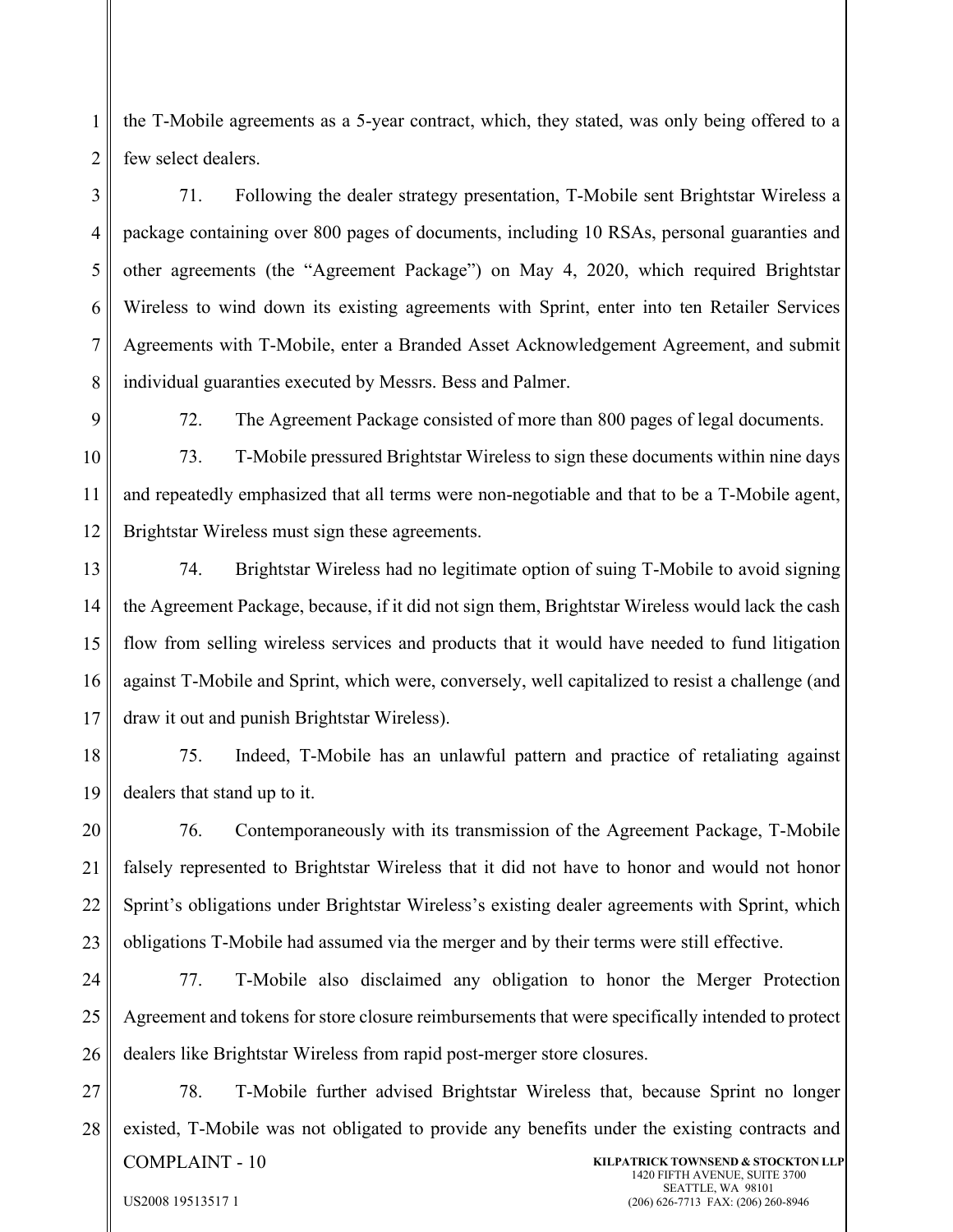the T-Mobile agreements as a 5-year contract, which, they stated, was only being offered to a few select dealers.

71. Following the dealer strategy presentation, T-Mobile sent Brightstar Wireless a package containing over 800 pages of documents, including 10 RSAs, personal guaranties and other agreements (the "Agreement Package") on May 4, 2020, which required Brightstar Wireless to wind down its existing agreements with Sprint, enter into ten Retailer Services Agreements with T-Mobile, enter a Branded Asset Acknowledgement Agreement, and submit individual guaranties executed by Messrs. Bess and Palmer.

72. The Agreement Package consisted of more than 800 pages of legal documents.

73. T-Mobile pressured Brightstar Wireless to sign these documents within nine days and repeatedly emphasized that all terms were non-negotiable and that to be a T-Mobile agent, Brightstar Wireless must sign these agreements.

74. Brightstar Wireless had no legitimate option of suing T-Mobile to avoid signing the Agreement Package, because, if it did not sign them, Brightstar Wireless would lack the cash flow from selling wireless services and products that it would have needed to fund litigation against T-Mobile and Sprint, which were, conversely, well capitalized to resist a challenge (and draw it out and punish Brightstar Wireless).

75. Indeed, T-Mobile has an unlawful pattern and practice of retaliating against dealers that stand up to it.

76. Contemporaneously with its transmission of the Agreement Package, T-Mobile falsely represented to Brightstar Wireless that it did not have to honor and would not honor Sprint's obligations under Brightstar Wireless's existing dealer agreements with Sprint, which obligations T-Mobile had assumed via the merger and by their terms were still effective.

77. T-Mobile also disclaimed any obligation to honor the Merger Protection Agreement and tokens for store closure reimbursements that were specifically intended to protect dealers like Brightstar Wireless from rapid post-merger store closures.

78. T-Mobile further advised Brightstar Wireless that, because Sprint no longer existed, T-Mobile was not obligated to provide any benefits under the existing contracts and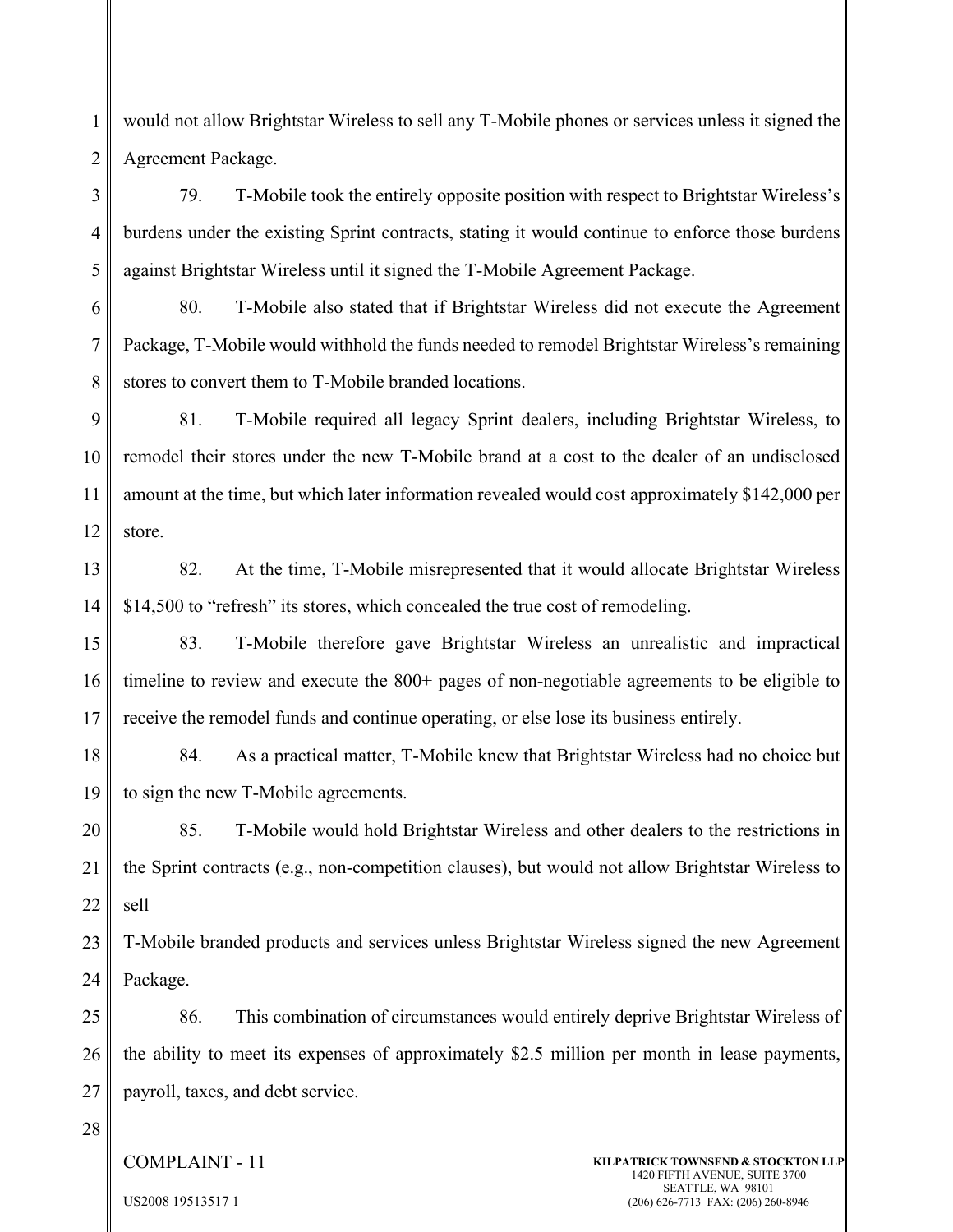would not allow Brightstar Wireless to sell any T-Mobile phones or services unless it signed the Agreement Package.

79. T-Mobile took the entirely opposite position with respect to Brightstar Wireless's burdens under the existing Sprint contracts, stating it would continue to enforce those burdens against Brightstar Wireless until it signed the T-Mobile Agreement Package.

80. T-Mobile also stated that if Brightstar Wireless did not execute the Agreement Package, T-Mobile would withhold the funds needed to remodel Brightstar Wireless's remaining stores to convert them to T-Mobile branded locations.

81. T-Mobile required all legacy Sprint dealers, including Brightstar Wireless, to remodel their stores under the new T-Mobile brand at a cost to the dealer of an undisclosed amount at the time, but which later information revealed would cost approximately $142,000 per store.

82. At the time, T-Mobile misrepresented that it would allocate Brightstar Wireless $14,500 to "refresh" its stores, which concealed the true cost of remodeling.

83. T-Mobile therefore gave Brightstar Wireless an unrealistic and impractical timeline to review and execute the 800+ pages of non-negotiable agreements to be eligible to receive the remodel funds and continue operating, or else lose its business entirely.

84. As a practical matter, T-Mobile knew that Brightstar Wireless had no choice but to sign the new T-Mobile agreements.

85. T-Mobile would hold Brightstar Wireless and other dealers to the restrictions in the Sprint contracts (e.g., non-competition clauses), but would not allow Brightstar Wireless to sell T-Mobile branded products and services unless Brightstar Wireless signed the new Agreement Package.

86. This combination of circumstances would entirely deprive Brightstar Wireless of the ability to meet its expenses of approximately $2.5 million per month in lease payments, payroll, taxes, and debt service.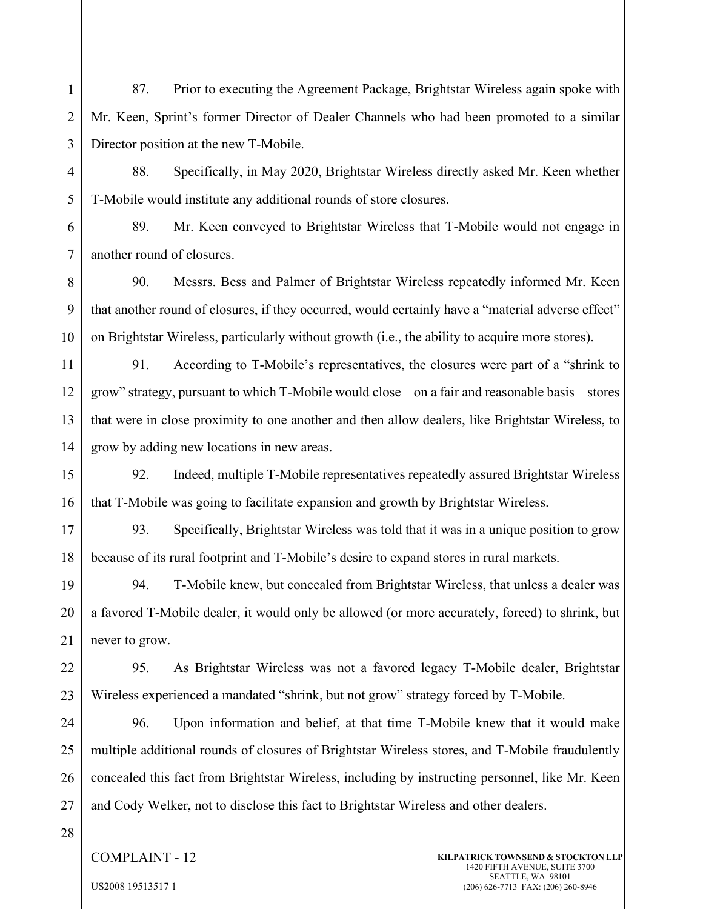87. Prior to executing the Agreement Package, Brightstar Wireless again spoke with Mr. Keen, Sprint's former Director of Dealer Channels who had been promoted to a similar Director position at the new T-Mobile.

88. Specifically, in May 2020, Brightstar Wireless directly asked Mr. Keen whether T-Mobile would institute any additional rounds of store closures.

89. Mr. Keen conveyed to Brightstar Wireless that T-Mobile would not engage in another round of closures.

90. Messrs. Bess and Palmer of Brightstar Wireless repeatedly informed Mr. Keen that another round of closures, if they occurred, would certainly have a "material adverse effect" on Brightstar Wireless, particularly without growth (i.e., the ability to acquire more stores).

91. According to T-Mobile's representatives, the closures were part of a "shrink to grow" strategy, pursuant to which T-Mobile would close – on a fair and reasonable basis – stores that were in close proximity to one another and then allow dealers, like Brightstar Wireless, to grow by adding new locations in new areas.

92. Indeed, multiple T-Mobile representatives repeatedly assured Brightstar Wireless that T-Mobile was going to facilitate expansion and growth by Brightstar Wireless.

93. Specifically, Brightstar Wireless was told that it was in a unique position to grow because of its rural footprint and T-Mobile's desire to expand stores in rural markets.

94. T-Mobile knew, but concealed from Brightstar Wireless, that unless a dealer was a favored T-Mobile dealer, it would only be allowed (or more accurately, forced) to shrink, but never to grow.

95. As Brightstar Wireless was not a favored legacy T-Mobile dealer, Brightstar Wireless experienced a mandated "shrink, but not grow" strategy forced by T-Mobile.

96. Upon information and belief, at that time T-Mobile knew that it would make multiple additional rounds of closures of Brightstar Wireless stores, and T-Mobile fraudulently concealed this fact from Brightstar Wireless, including by instructing personnel, like Mr. Keen and Cody Welker, not to disclose this fact to Brightstar Wireless and other dealers.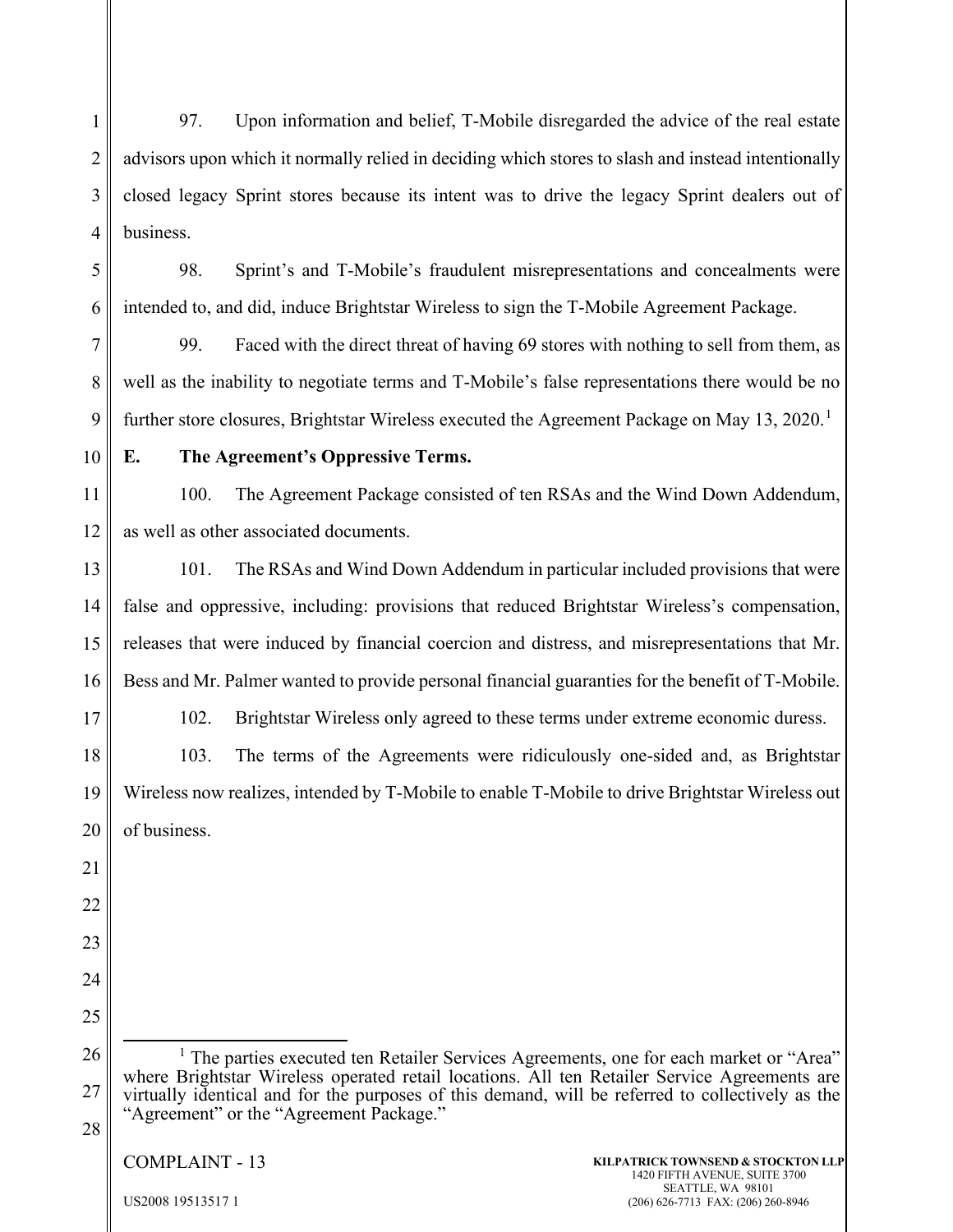97. Upon information and belief, T-Mobile disregarded the advice of the real estate advisors upon which it normally relied in deciding which stores to slash and instead intentionally closed legacy Sprint stores because its intent was to drive the legacy Sprint dealers out of business.

98. Sprint's and T-Mobile's fraudulent misrepresentations and concealments were intended to, and did, induce Brightstar Wireless to sign the T-Mobile Agreement Package.

99. Faced with the direct threat of having 69 stores with nothing to sell from them, as well as the inability to negotiate terms and T-Mobile's false representations there would be no further store closures, Brightstar Wireless executed the Agreement Package on May 13, 2020.[1]

**E. The Agreement's Oppressive Terms.**

100. The Agreement Package consisted of ten RSAs and the Wind Down Addendum, as well as other associated documents.

101. The RSAs and Wind Down Addendum in particular included provisions that were false and oppressive, including: provisions that reduced Brightstar Wireless's compensation, releases that were induced by financial coercion and distress, and misrepresentations that Mr. Bess and Mr. Palmer wanted to provide personal financial guaranties for the benefit of T-Mobile.

102. Brightstar Wireless only agreed to these terms under extreme economic duress.

103. The terms of the Agreements were ridiculously one-sided and, as Brightstar Wireless now realizes, intended by T-Mobile to enable T-Mobile to drive Brightstar Wireless out of business.

---

[1] The parties executed ten Retailer Services Agreements, one for each market or "Area" where Brightstar Wireless operated retail locations. All ten Retailer Service Agreements are virtually identical and for the purposes of this demand, will be referred to collectively as the "Agreement" or the "Agreement Package."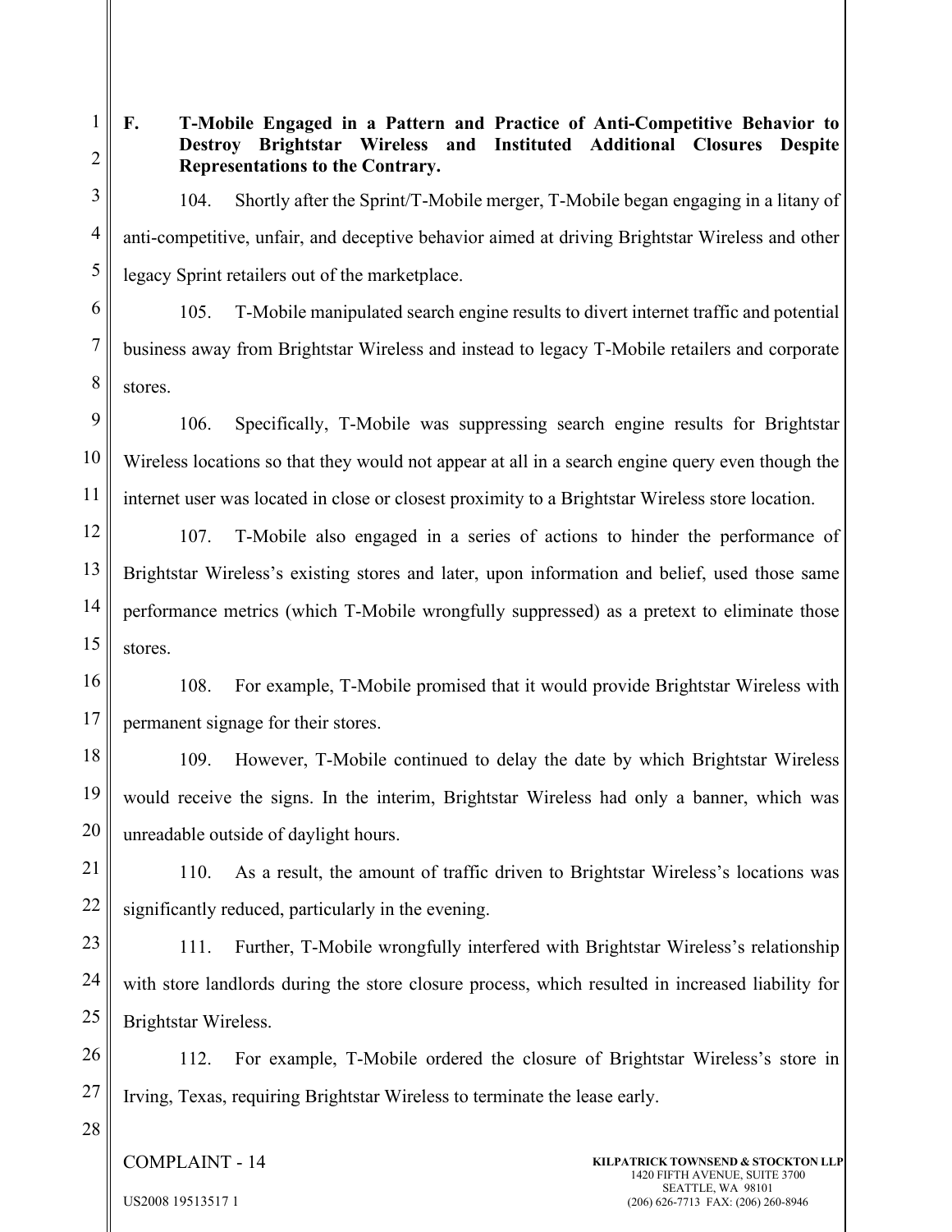### F. T-Mobile Engaged in a Pattern and Practice of Anti-Competitive Behavior to Destroy Brightstar Wireless and Instituted Additional Closures Despite Representations to the Contrary.

104. Shortly after the Sprint/T-Mobile merger, T-Mobile began engaging in a litany of anti-competitive, unfair, and deceptive behavior aimed at driving Brightstar Wireless and other legacy Sprint retailers out of the marketplace.

105. T-Mobile manipulated search engine results to divert internet traffic and potential business away from Brightstar Wireless and instead to legacy T-Mobile retailers and corporate stores.

106. Specifically, T-Mobile was suppressing search engine results for Brightstar Wireless locations so that they would not appear at all in a search engine query even though the internet user was located in close or closest proximity to a Brightstar Wireless store location.

107. T-Mobile also engaged in a series of actions to hinder the performance of Brightstar Wireless's existing stores and later, upon information and belief, used those same performance metrics (which T-Mobile wrongfully suppressed) as a pretext to eliminate those stores.

108. For example, T-Mobile promised that it would provide Brightstar Wireless with permanent signage for their stores.

109. However, T-Mobile continued to delay the date by which Brightstar Wireless would receive the signs. In the interim, Brightstar Wireless had only a banner, which was unreadable outside of daylight hours.

110. As a result, the amount of traffic driven to Brightstar Wireless's locations was significantly reduced, particularly in the evening.

111. Further, T-Mobile wrongfully interfered with Brightstar Wireless's relationship with store landlords during the store closure process, which resulted in increased liability for Brightstar Wireless.

112. For example, T-Mobile ordered the closure of Brightstar Wireless's store in Irving, Texas, requiring Brightstar Wireless to terminate the lease early.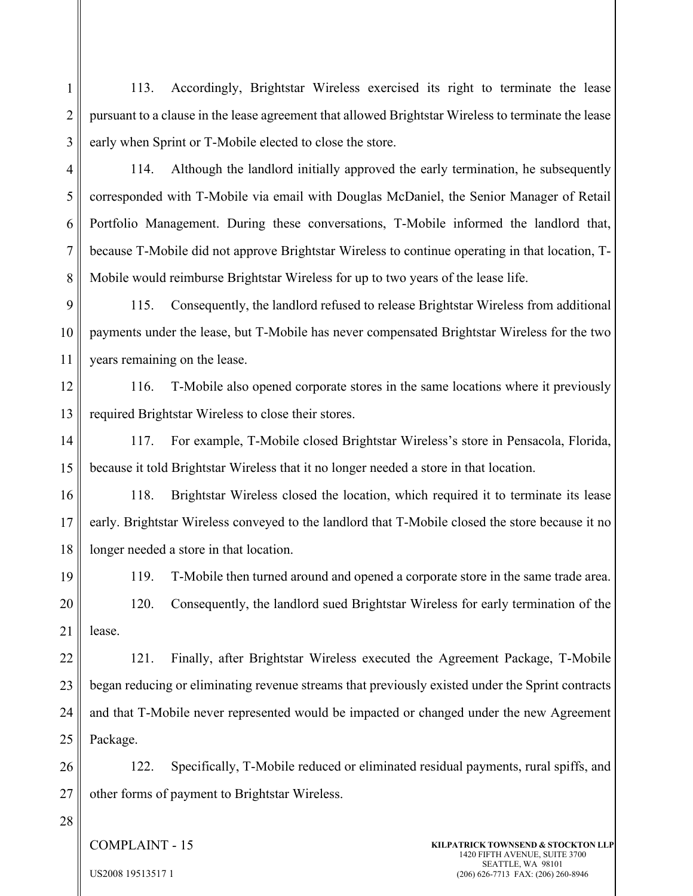113. Accordingly, Brightstar Wireless exercised its right to terminate the lease pursuant to a clause in the lease agreement that allowed Brightstar Wireless to terminate the lease early when Sprint or T-Mobile elected to close the store.

114. Although the landlord initially approved the early termination, he subsequently corresponded with T-Mobile via email with Douglas McDaniel, the Senior Manager of Retail Portfolio Management. During these conversations, T-Mobile informed the landlord that, because T-Mobile did not approve Brightstar Wireless to continue operating in that location, T-Mobile would reimburse Brightstar Wireless for up to two years of the lease life.

115. Consequently, the landlord refused to release Brightstar Wireless from additional payments under the lease, but T-Mobile has never compensated Brightstar Wireless for the two years remaining on the lease.

116. T-Mobile also opened corporate stores in the same locations where it previously required Brightstar Wireless to close their stores.

117. For example, T-Mobile closed Brightstar Wireless's store in Pensacola, Florida, because it told Brightstar Wireless that it no longer needed a store in that location.

118. Brightstar Wireless closed the location, which required it to terminate its lease early. Brightstar Wireless conveyed to the landlord that T-Mobile closed the store because it no longer needed a store in that location.

119. T-Mobile then turned around and opened a corporate store in the same trade area.

120. Consequently, the landlord sued Brightstar Wireless for early termination of the lease.

121. Finally, after Brightstar Wireless executed the Agreement Package, T-Mobile began reducing or eliminating revenue streams that previously existed under the Sprint contracts and that T-Mobile never represented would be impacted or changed under the new Agreement Package.

122. Specifically, T-Mobile reduced or eliminated residual payments, rural spiffs, and other forms of payment to Brightstar Wireless.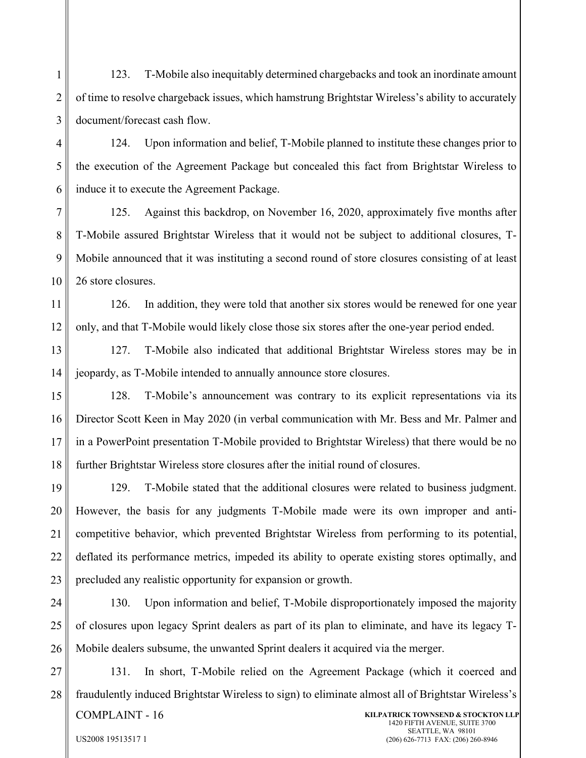123. T-Mobile also inequitably determined chargebacks and took an inordinate amount of time to resolve chargeback issues, which hamstrung Brightstar Wireless's ability to accurately document/forecast cash flow.

124. Upon information and belief, T-Mobile planned to institute these changes prior to the execution of the Agreement Package but concealed this fact from Brightstar Wireless to induce it to execute the Agreement Package.

125. Against this backdrop, on November 16, 2020, approximately five months after T-Mobile assured Brightstar Wireless that it would not be subject to additional closures, T-Mobile announced that it was instituting a second round of store closures consisting of at least 26 store closures.

126. In addition, they were told that another six stores would be renewed for one year only, and that T-Mobile would likely close those six stores after the one-year period ended.

127. T-Mobile also indicated that additional Brightstar Wireless stores may be in jeopardy, as T-Mobile intended to annually announce store closures.

128. T-Mobile's announcement was contrary to its explicit representations via its Director Scott Keen in May 2020 (in verbal communication with Mr. Bess and Mr. Palmer and in a PowerPoint presentation T-Mobile provided to Brightstar Wireless) that there would be no further Brightstar Wireless store closures after the initial round of closures.

129. T-Mobile stated that the additional closures were related to business judgment. However, the basis for any judgments T-Mobile made were its own improper and anti-competitive behavior, which prevented Brightstar Wireless from performing to its potential, deflated its performance metrics, impeded its ability to operate existing stores optimally, and precluded any realistic opportunity for expansion or growth.

130. Upon information and belief, T-Mobile disproportionately imposed the majority of closures upon legacy Sprint dealers as part of its plan to eliminate, and have its legacy T-Mobile dealers subsume, the unwanted Sprint dealers it acquired via the merger.

131. In short, T-Mobile relied on the Agreement Package (which it coerced and fraudulently induced Brightstar Wireless to sign) to eliminate almost all of Brightstar Wireless's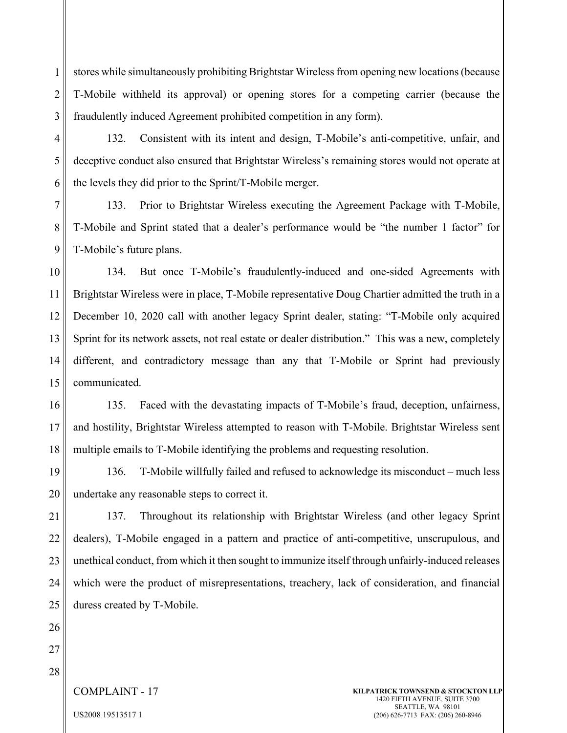stores while simultaneously prohibiting Brightstar Wireless from opening new locations (because T-Mobile withheld its approval) or opening stores for a competing carrier (because the fraudulently induced Agreement prohibited competition in any form).

132. Consistent with its intent and design, T-Mobile's anti-competitive, unfair, and deceptive conduct also ensured that Brightstar Wireless's remaining stores would not operate at the levels they did prior to the Sprint/T-Mobile merger.

133. Prior to Brightstar Wireless executing the Agreement Package with T-Mobile, T-Mobile and Sprint stated that a dealer's performance would be "the number 1 factor" for T-Mobile's future plans.

134. But once T-Mobile's fraudulently-induced and one-sided Agreements with Brightstar Wireless were in place, T-Mobile representative Doug Chartier admitted the truth in a December 10, 2020 call with another legacy Sprint dealer, stating: "T-Mobile only acquired Sprint for its network assets, not real estate or dealer distribution." This was a new, completely different, and contradictory message than any that T-Mobile or Sprint had previously communicated.

135. Faced with the devastating impacts of T-Mobile's fraud, deception, unfairness, and hostility, Brightstar Wireless attempted to reason with T-Mobile. Brightstar Wireless sent multiple emails to T-Mobile identifying the problems and requesting resolution.

136. T-Mobile willfully failed and refused to acknowledge its misconduct – much less undertake any reasonable steps to correct it.

137. Throughout its relationship with Brightstar Wireless (and other legacy Sprint dealers), T-Mobile engaged in a pattern and practice of anti-competitive, unscrupulous, and unethical conduct, from which it then sought to immunize itself through unfairly-induced releases which were the product of misrepresentations, treachery, lack of consideration, and financial duress created by T-Mobile.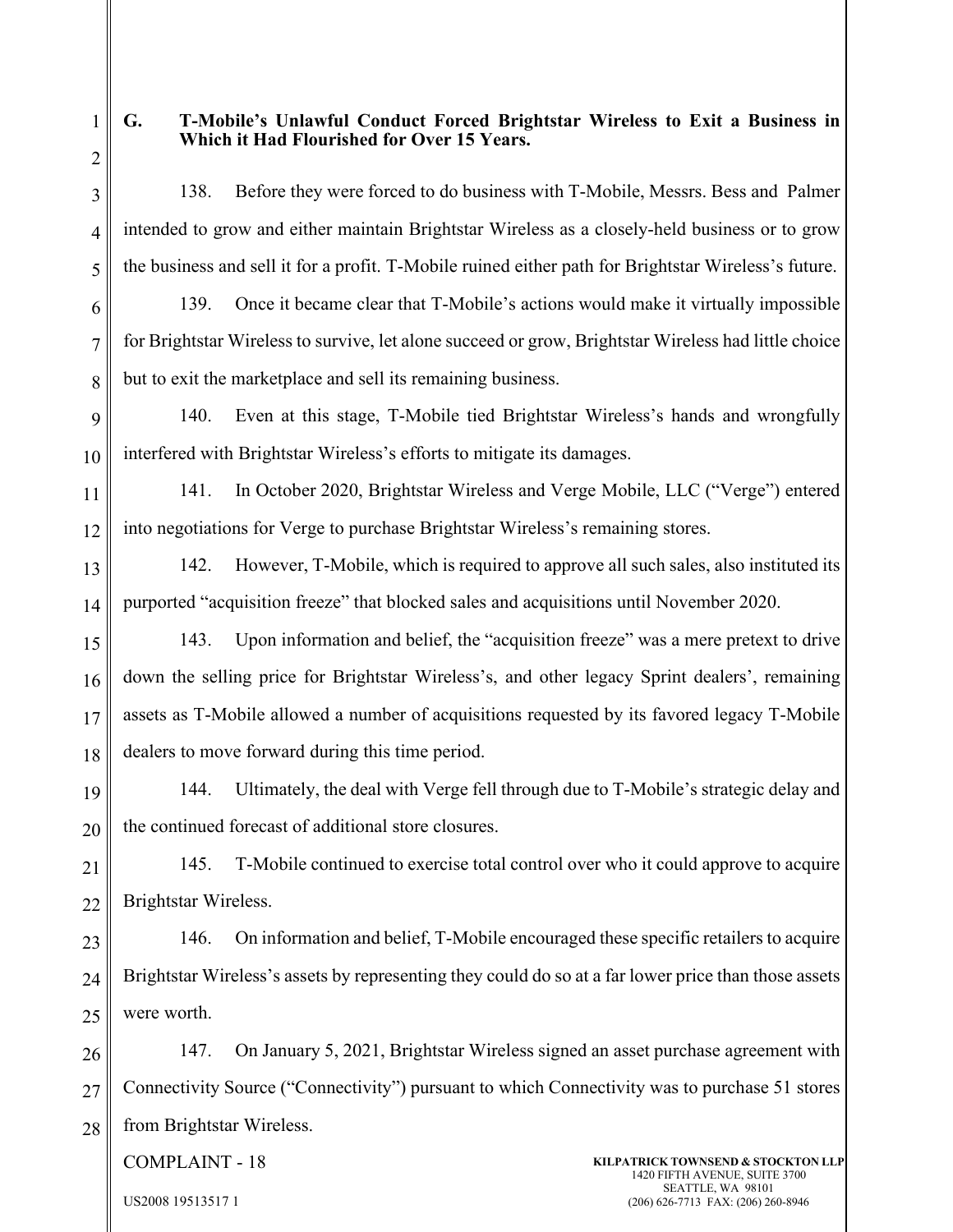### G. T-Mobile's Unlawful Conduct Forced Brightstar Wireless to Exit a Business in Which it Had Flourished for Over 15 Years.

138. Before they were forced to do business with T-Mobile, Messrs. Bess and Palmer intended to grow and either maintain Brightstar Wireless as a closely-held business or to grow the business and sell it for a profit. T-Mobile ruined either path for Brightstar Wireless's future.

139. Once it became clear that T-Mobile's actions would make it virtually impossible for Brightstar Wireless to survive, let alone succeed or grow, Brightstar Wireless had little choice but to exit the marketplace and sell its remaining business.

140. Even at this stage, T-Mobile tied Brightstar Wireless's hands and wrongfully interfered with Brightstar Wireless's efforts to mitigate its damages.

141. In October 2020, Brightstar Wireless and Verge Mobile, LLC ("Verge") entered into negotiations for Verge to purchase Brightstar Wireless's remaining stores.

142. However, T-Mobile, which is required to approve all such sales, also instituted its purported "acquisition freeze" that blocked sales and acquisitions until November 2020.

143. Upon information and belief, the "acquisition freeze" was a mere pretext to drive down the selling price for Brightstar Wireless's, and other legacy Sprint dealers', remaining assets as T-Mobile allowed a number of acquisitions requested by its favored legacy T-Mobile dealers to move forward during this time period.

144. Ultimately, the deal with Verge fell through due to T-Mobile's strategic delay and the continued forecast of additional store closures.

145. T-Mobile continued to exercise total control over who it could approve to acquire Brightstar Wireless.

146. On information and belief, T-Mobile encouraged these specific retailers to acquire Brightstar Wireless's assets by representing they could do so at a far lower price than those assets were worth.

147. On January 5, 2021, Brightstar Wireless signed an asset purchase agreement with Connectivity Source ("Connectivity") pursuant to which Connectivity was to purchase 51 stores from Brightstar Wireless.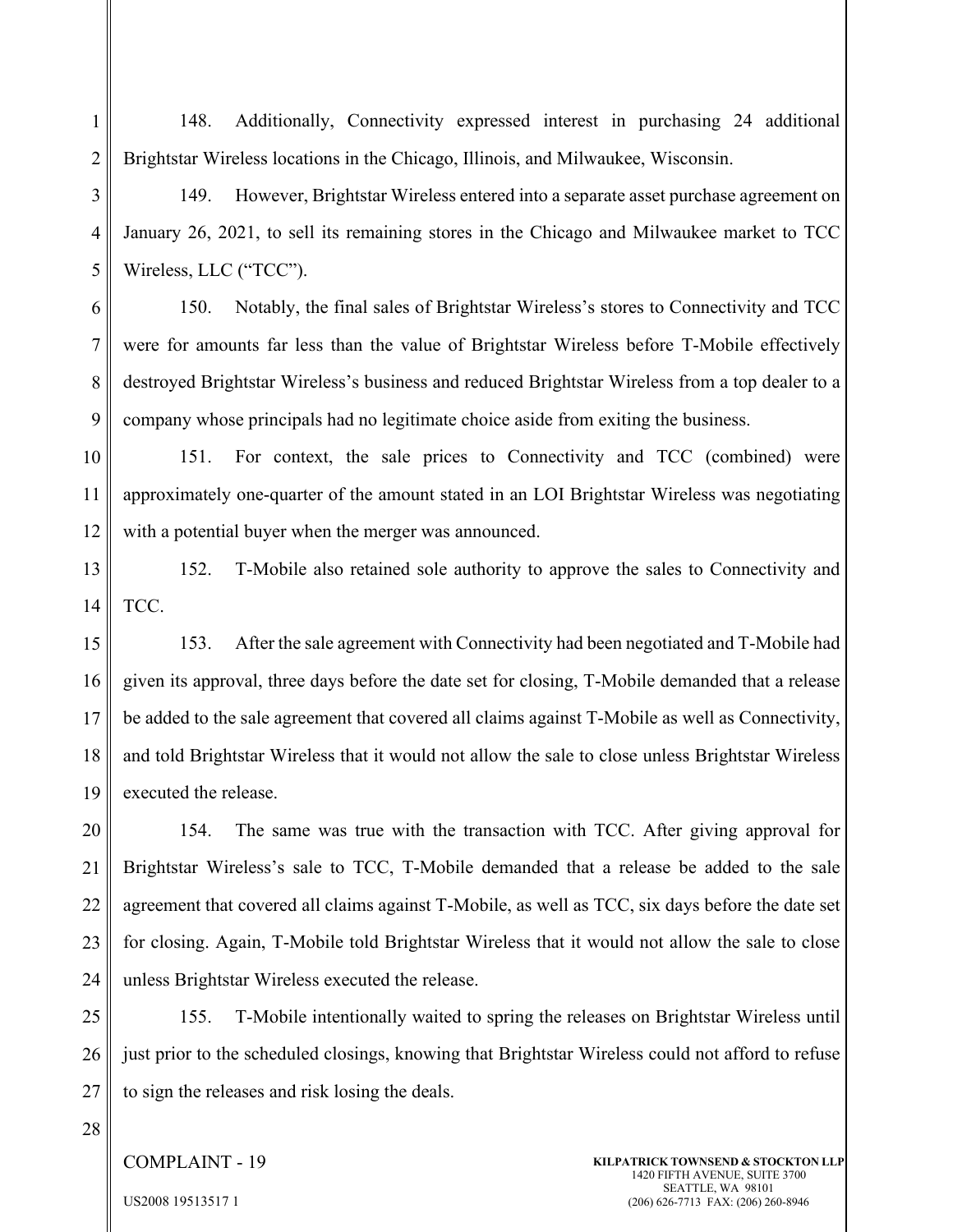148. Additionally, Connectivity expressed interest in purchasing 24 additional Brightstar Wireless locations in the Chicago, Illinois, and Milwaukee, Wisconsin.

149. However, Brightstar Wireless entered into a separate asset purchase agreement on January 26, 2021, to sell its remaining stores in the Chicago and Milwaukee market to TCC Wireless, LLC ("TCC").

150. Notably, the final sales of Brightstar Wireless's stores to Connectivity and TCC were for amounts far less than the value of Brightstar Wireless before T-Mobile effectively destroyed Brightstar Wireless's business and reduced Brightstar Wireless from a top dealer to a company whose principals had no legitimate choice aside from exiting the business.

151. For context, the sale prices to Connectivity and TCC (combined) were approximately one-quarter of the amount stated in an LOI Brightstar Wireless was negotiating with a potential buyer when the merger was announced.

152. T-Mobile also retained sole authority to approve the sales to Connectivity and TCC.

153. After the sale agreement with Connectivity had been negotiated and T-Mobile had given its approval, three days before the date set for closing, T-Mobile demanded that a release be added to the sale agreement that covered all claims against T-Mobile as well as Connectivity, and told Brightstar Wireless that it would not allow the sale to close unless Brightstar Wireless executed the release.

154. The same was true with the transaction with TCC. After giving approval for Brightstar Wireless's sale to TCC, T-Mobile demanded that a release be added to the sale agreement that covered all claims against T-Mobile, as well as TCC, six days before the date set for closing. Again, T-Mobile told Brightstar Wireless that it would not allow the sale to close unless Brightstar Wireless executed the release.

155. T-Mobile intentionally waited to spring the releases on Brightstar Wireless until just prior to the scheduled closings, knowing that Brightstar Wireless could not afford to refuse to sign the releases and risk losing the deals.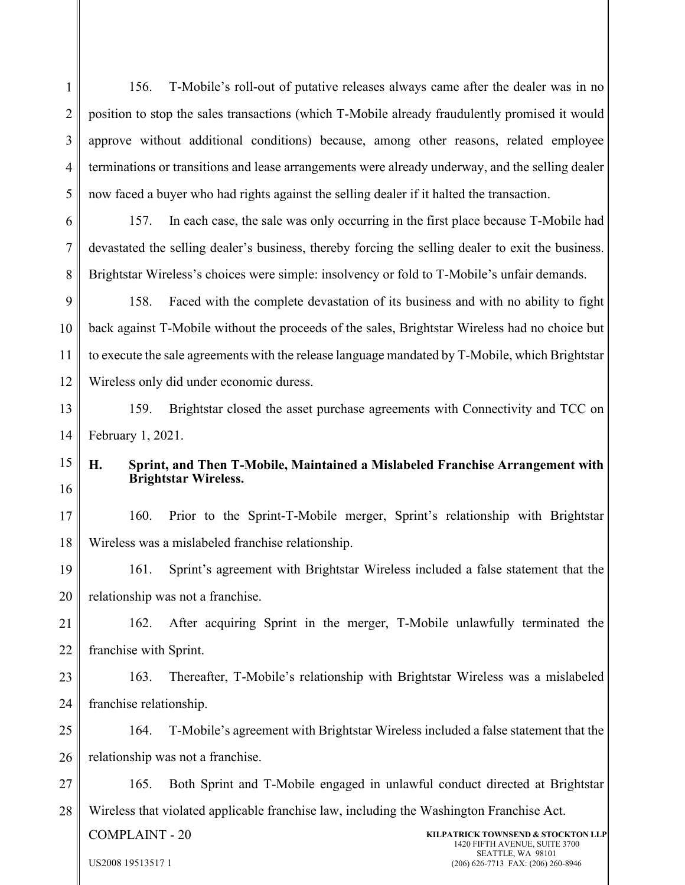156. T-Mobile's roll-out of putative releases always came after the dealer was in no position to stop the sales transactions (which T-Mobile already fraudulently promised it would approve without additional conditions) because, among other reasons, related employee terminations or transitions and lease arrangements were already underway, and the selling dealer now faced a buyer who had rights against the selling dealer if it halted the transaction.

157. In each case, the sale was only occurring in the first place because T-Mobile had devastated the selling dealer's business, thereby forcing the selling dealer to exit the business. Brightstar Wireless's choices were simple: insolvency or fold to T-Mobile's unfair demands.

158. Faced with the complete devastation of its business and with no ability to fight back against T-Mobile without the proceeds of the sales, Brightstar Wireless had no choice but to execute the sale agreements with the release language mandated by T-Mobile, which Brightstar Wireless only did under economic duress.

159. Brightstar closed the asset purchase agreements with Connectivity and TCC on February 1, 2021.

### H. Sprint, and Then T-Mobile, Maintained a Mislabeled Franchise Arrangement with Brightstar Wireless.

160. Prior to the Sprint-T-Mobile merger, Sprint's relationship with Brightstar Wireless was a mislabeled franchise relationship.

161. Sprint's agreement with Brightstar Wireless included a false statement that the relationship was not a franchise.

162. After acquiring Sprint in the merger, T-Mobile unlawfully terminated the franchise with Sprint.

163. Thereafter, T-Mobile's relationship with Brightstar Wireless was a mislabeled franchise relationship.

164. T-Mobile's agreement with Brightstar Wireless included a false statement that the relationship was not a franchise.

165. Both Sprint and T-Mobile engaged in unlawful conduct directed at Brightstar Wireless that violated applicable franchise law, including the Washington Franchise Act.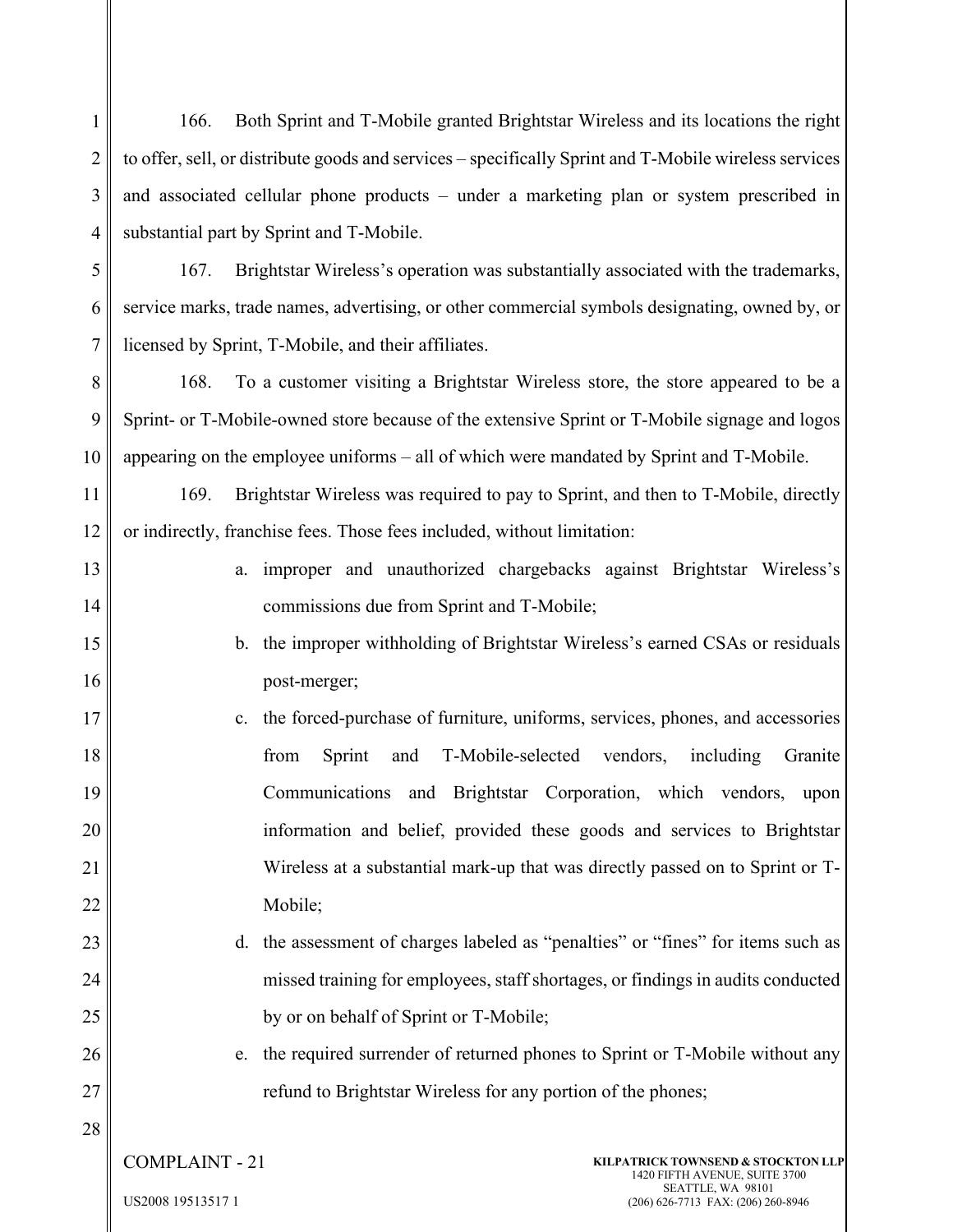166. Both Sprint and T-Mobile granted Brightstar Wireless and its locations the right to offer, sell, or distribute goods and services – specifically Sprint and T-Mobile wireless services and associated cellular phone products – under a marketing plan or system prescribed in substantial part by Sprint and T-Mobile.

167. Brightstar Wireless's operation was substantially associated with the trademarks, service marks, trade names, advertising, or other commercial symbols designating, owned by, or licensed by Sprint, T-Mobile, and their affiliates.

168. To a customer visiting a Brightstar Wireless store, the store appeared to be a Sprint- or T-Mobile-owned store because of the extensive Sprint or T-Mobile signage and logos appearing on the employee uniforms – all of which were mandated by Sprint and T-Mobile.

169. Brightstar Wireless was required to pay to Sprint, and then to T-Mobile, directly or indirectly, franchise fees. Those fees included, without limitation:

a. improper and unauthorized chargebacks against Brightstar Wireless's commissions due from Sprint and T-Mobile;

b. the improper withholding of Brightstar Wireless's earned CSAs or residuals post-merger;

c. the forced-purchase of furniture, uniforms, services, phones, and accessories from Sprint and T-Mobile-selected vendors, including Granite Communications and Brightstar Corporation, which vendors, upon information and belief, provided these goods and services to Brightstar Wireless at a substantial mark-up that was directly passed on to Sprint or T-Mobile;

d. the assessment of charges labeled as "penalties" or "fines" for items such as missed training for employees, staff shortages, or findings in audits conducted by or on behalf of Sprint or T-Mobile;

e. the required surrender of returned phones to Sprint or T-Mobile without any refund to Brightstar Wireless for any portion of the phones;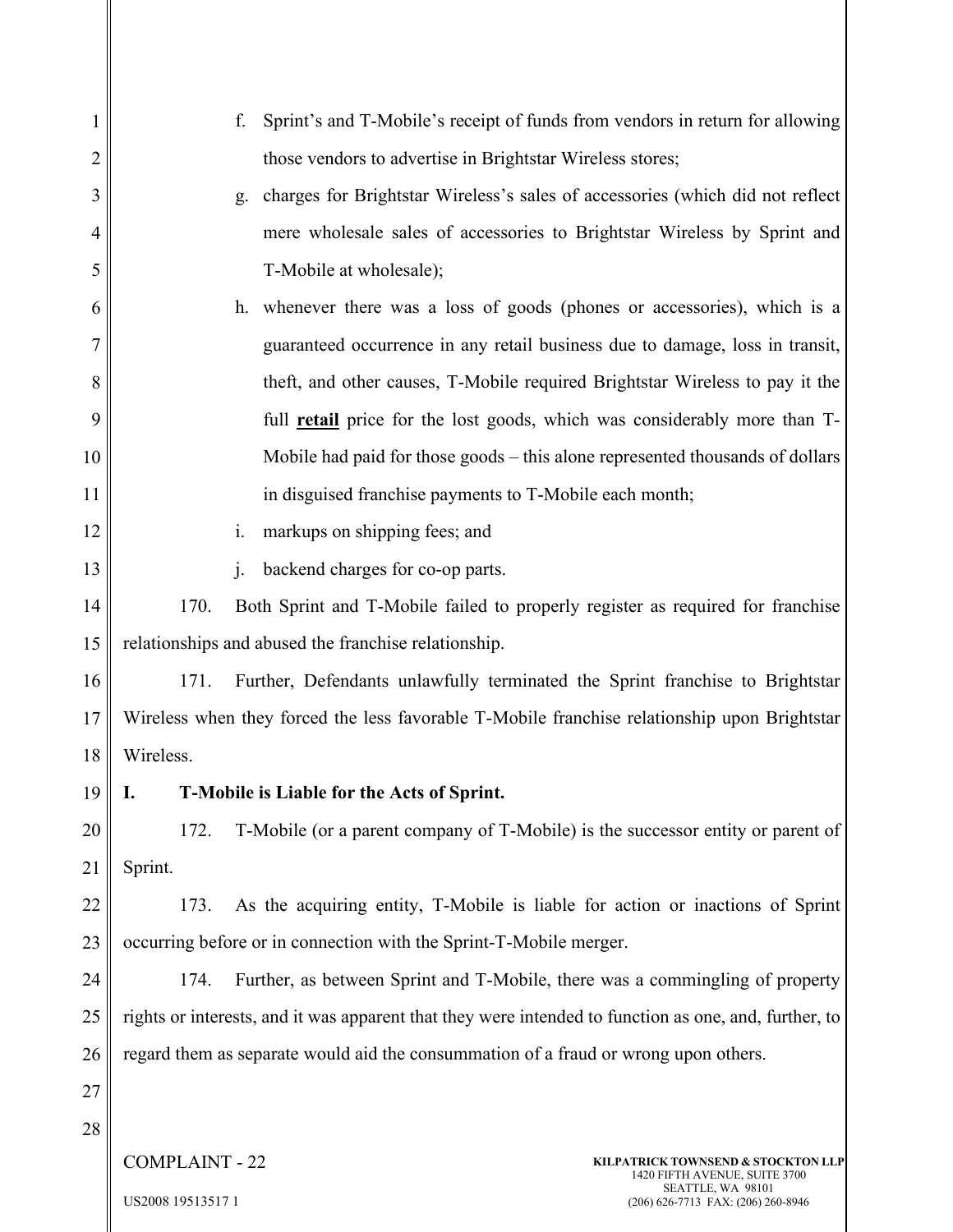f. Sprint's and T-Mobile's receipt of funds from vendors in return for allowing those vendors to advertise in Brightstar Wireless stores;

g. charges for Brightstar Wireless's sales of accessories (which did not reflect mere wholesale sales of accessories to Brightstar Wireless by Sprint and T-Mobile at wholesale);

h. whenever there was a loss of goods (phones or accessories), which is a guaranteed occurrence in any retail business due to damage, loss in transit, theft, and other causes, T-Mobile required Brightstar Wireless to pay it the full **retail** price for the lost goods, which was considerably more than T-Mobile had paid for those goods – this alone represented thousands of dollars in disguised franchise payments to T-Mobile each month;

i. markups on shipping fees; and

j. backend charges for co-op parts.

170. Both Sprint and T-Mobile failed to properly register as required for franchise relationships and abused the franchise relationship.

171. Further, Defendants unlawfully terminated the Sprint franchise to Brightstar Wireless when they forced the less favorable T-Mobile franchise relationship upon Brightstar Wireless.

**I. T-Mobile is Liable for the Acts of Sprint.**

172. T-Mobile (or a parent company of T-Mobile) is the successor entity or parent of Sprint.

173. As the acquiring entity, T-Mobile is liable for action or inactions of Sprint occurring before or in connection with the Sprint-T-Mobile merger.

174. Further, as between Sprint and T-Mobile, there was a commingling of property rights or interests, and it was apparent that they were intended to function as one, and, further, to regard them as separate would aid the consummation of a fraud or wrong upon others.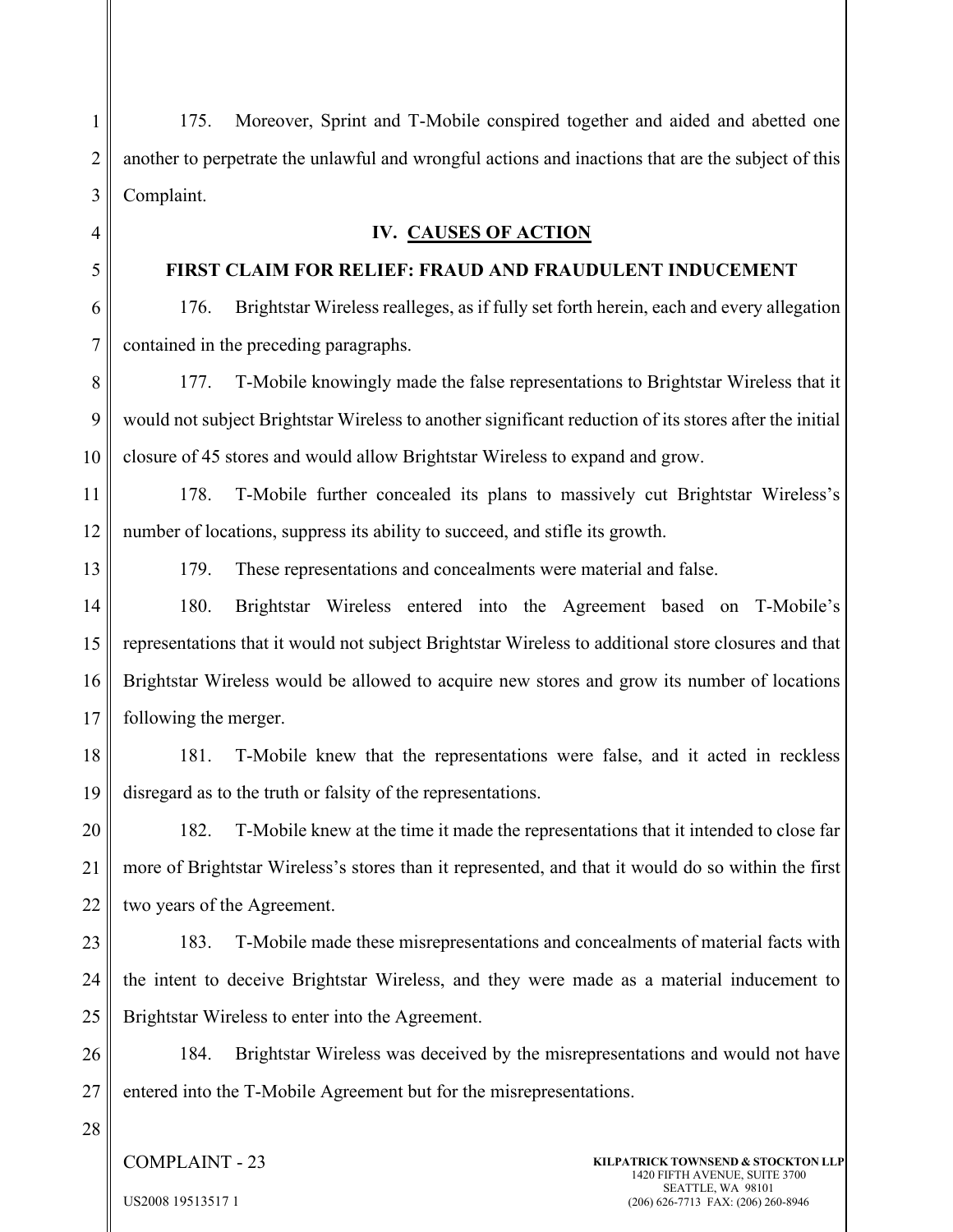175. Moreover, Sprint and T-Mobile conspired together and aided and abetted one another to perpetrate the unlawful and wrongful actions and inactions that are the subject of this Complaint.

## IV. CAUSES OF ACTION

### FIRST CLAIM FOR RELIEF: FRAUD AND FRAUDULENT INDUCEMENT

176. Brightstar Wireless realleges, as if fully set forth herein, each and every allegation contained in the preceding paragraphs.

177. T-Mobile knowingly made the false representations to Brightstar Wireless that it would not subject Brightstar Wireless to another significant reduction of its stores after the initial closure of 45 stores and would allow Brightstar Wireless to expand and grow.

178. T-Mobile further concealed its plans to massively cut Brightstar Wireless's number of locations, suppress its ability to succeed, and stifle its growth.

179. These representations and concealments were material and false.

180. Brightstar Wireless entered into the Agreement based on T-Mobile's representations that it would not subject Brightstar Wireless to additional store closures and that Brightstar Wireless would be allowed to acquire new stores and grow its number of locations following the merger.

181. T-Mobile knew that the representations were false, and it acted in reckless disregard as to the truth or falsity of the representations.

182. T-Mobile knew at the time it made the representations that it intended to close far more of Brightstar Wireless's stores than it represented, and that it would do so within the first two years of the Agreement.

183. T-Mobile made these misrepresentations and concealments of material facts with the intent to deceive Brightstar Wireless, and they were made as a material inducement to Brightstar Wireless to enter into the Agreement.

184. Brightstar Wireless was deceived by the misrepresentations and would not have entered into the T-Mobile Agreement but for the misrepresentations.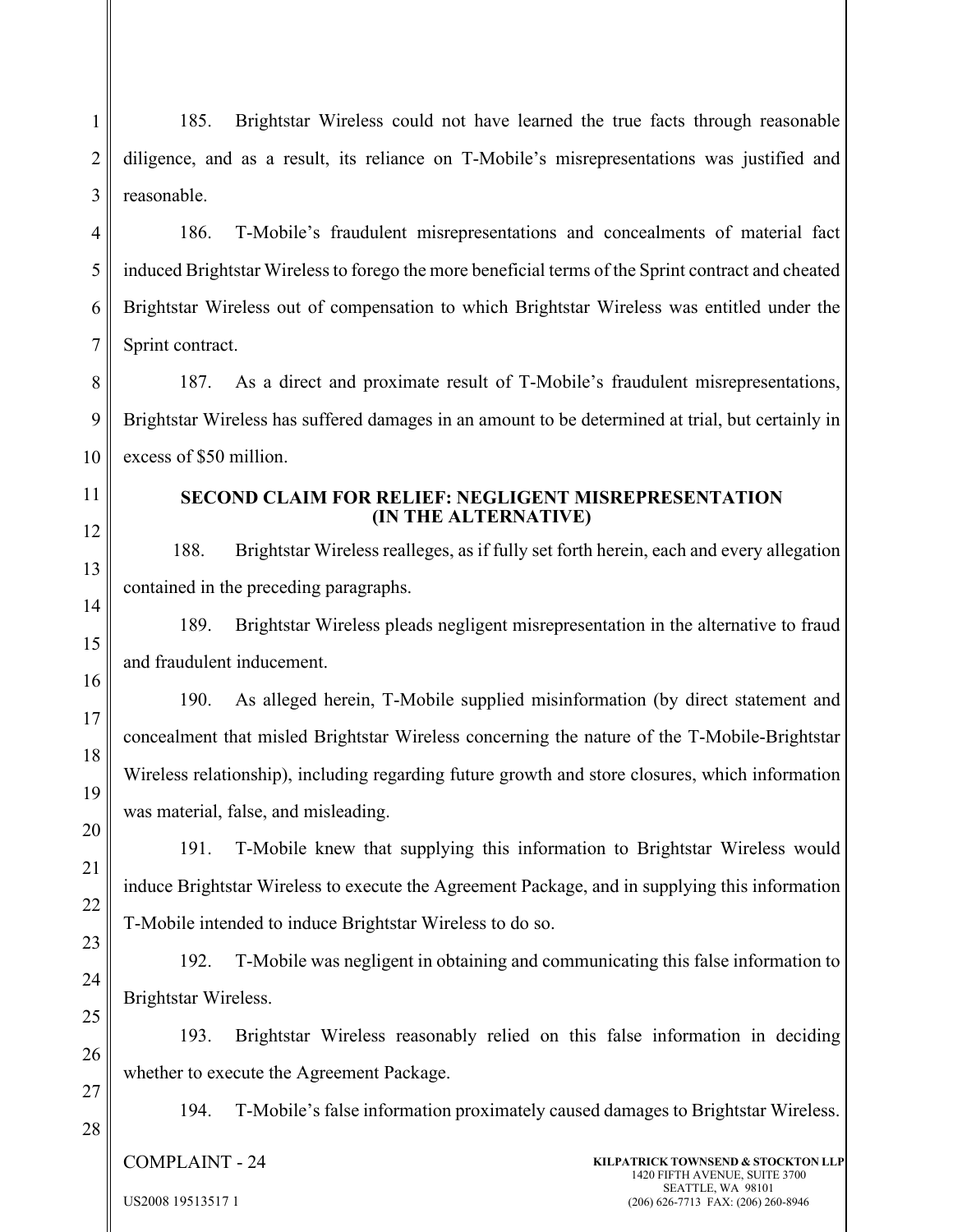185. Brightstar Wireless could not have learned the true facts through reasonable diligence, and as a result, its reliance on T-Mobile's misrepresentations was justified and reasonable.

186. T-Mobile's fraudulent misrepresentations and concealments of material fact induced Brightstar Wireless to forego the more beneficial terms of the Sprint contract and cheated Brightstar Wireless out of compensation to which Brightstar Wireless was entitled under the Sprint contract.

187. As a direct and proximate result of T-Mobile's fraudulent misrepresentations, Brightstar Wireless has suffered damages in an amount to be determined at trial, but certainly in excess of $50 million.

## SECOND CLAIM FOR RELIEF: NEGLIGENT MISREPRESENTATION (IN THE ALTERNATIVE)

188. Brightstar Wireless realleges, as if fully set forth herein, each and every allegation contained in the preceding paragraphs.

189. Brightstar Wireless pleads negligent misrepresentation in the alternative to fraud and fraudulent inducement.

190. As alleged herein, T-Mobile supplied misinformation (by direct statement and concealment that misled Brightstar Wireless concerning the nature of the T-Mobile-Brightstar Wireless relationship), including regarding future growth and store closures, which information was material, false, and misleading.

191. T-Mobile knew that supplying this information to Brightstar Wireless would induce Brightstar Wireless to execute the Agreement Package, and in supplying this information T-Mobile intended to induce Brightstar Wireless to do so.

192. T-Mobile was negligent in obtaining and communicating this false information to Brightstar Wireless.

193. Brightstar Wireless reasonably relied on this false information in deciding whether to execute the Agreement Package.

194. T-Mobile's false information proximately caused damages to Brightstar Wireless.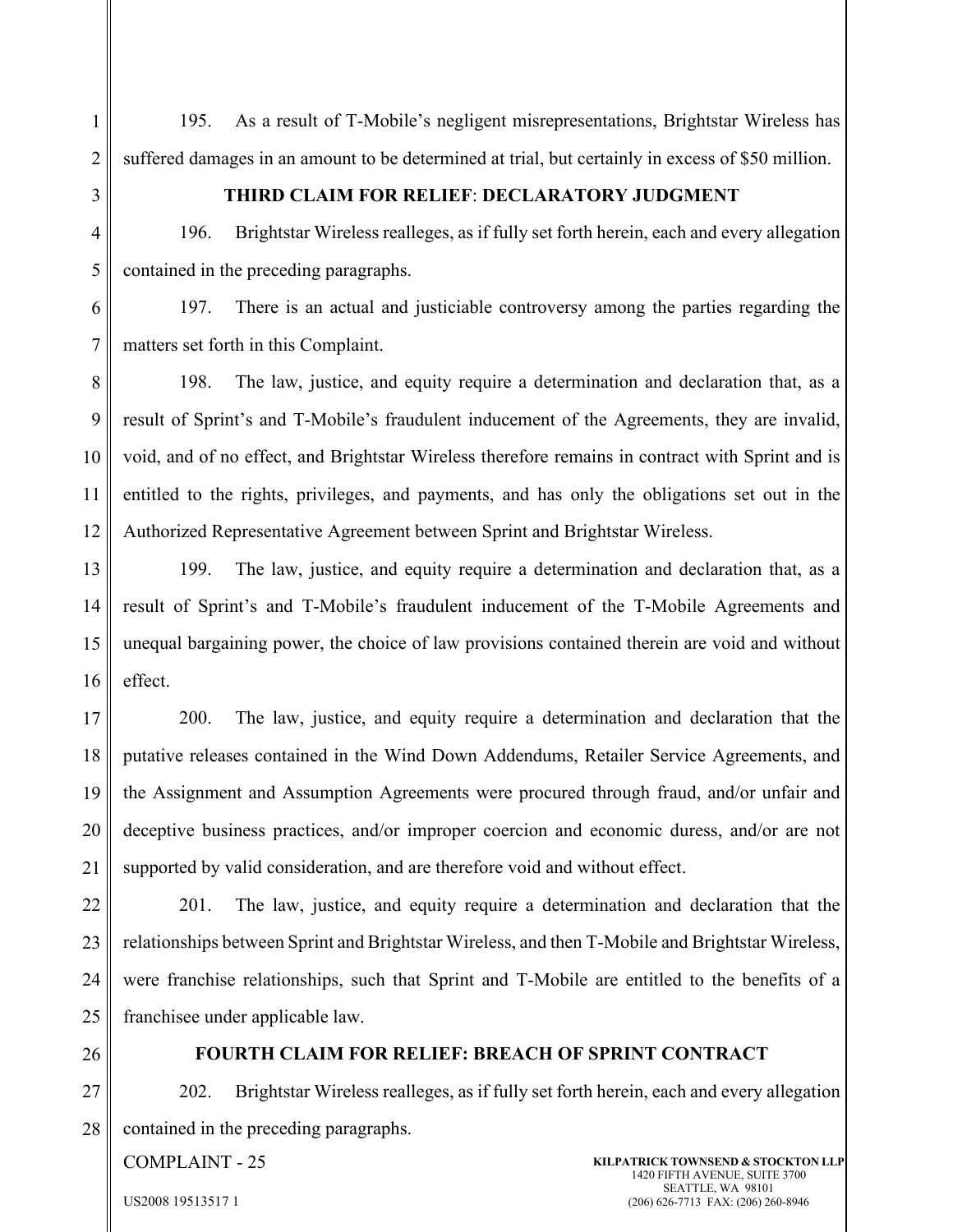195. As a result of T-Mobile's negligent misrepresentations, Brightstar Wireless has suffered damages in an amount to be determined at trial, but certainly in excess of $50 million.

**THIRD CLAIM FOR RELIEF**: **DECLARATORY JUDGMENT**

196. Brightstar Wireless realleges, as if fully set forth herein, each and every allegation contained in the preceding paragraphs.

197. There is an actual and justiciable controversy among the parties regarding the matters set forth in this Complaint.

198. The law, justice, and equity require a determination and declaration that, as a result of Sprint's and T-Mobile's fraudulent inducement of the Agreements, they are invalid, void, and of no effect, and Brightstar Wireless therefore remains in contract with Sprint and is entitled to the rights, privileges, and payments, and has only the obligations set out in the Authorized Representative Agreement between Sprint and Brightstar Wireless.

199. The law, justice, and equity require a determination and declaration that, as a result of Sprint's and T-Mobile's fraudulent inducement of the T-Mobile Agreements and unequal bargaining power, the choice of law provisions contained therein are void and without effect.

200. The law, justice, and equity require a determination and declaration that the putative releases contained in the Wind Down Addendums, Retailer Service Agreements, and the Assignment and Assumption Agreements were procured through fraud, and/or unfair and deceptive business practices, and/or improper coercion and economic duress, and/or are not supported by valid consideration, and are therefore void and without effect.

201. The law, justice, and equity require a determination and declaration that the relationships between Sprint and Brightstar Wireless, and then T-Mobile and Brightstar Wireless, were franchise relationships, such that Sprint and T-Mobile are entitled to the benefits of a franchisee under applicable law.

**FOURTH CLAIM FOR RELIEF: BREACH OF SPRINT CONTRACT**

202. Brightstar Wireless realleges, as if fully set forth herein, each and every allegation contained in the preceding paragraphs.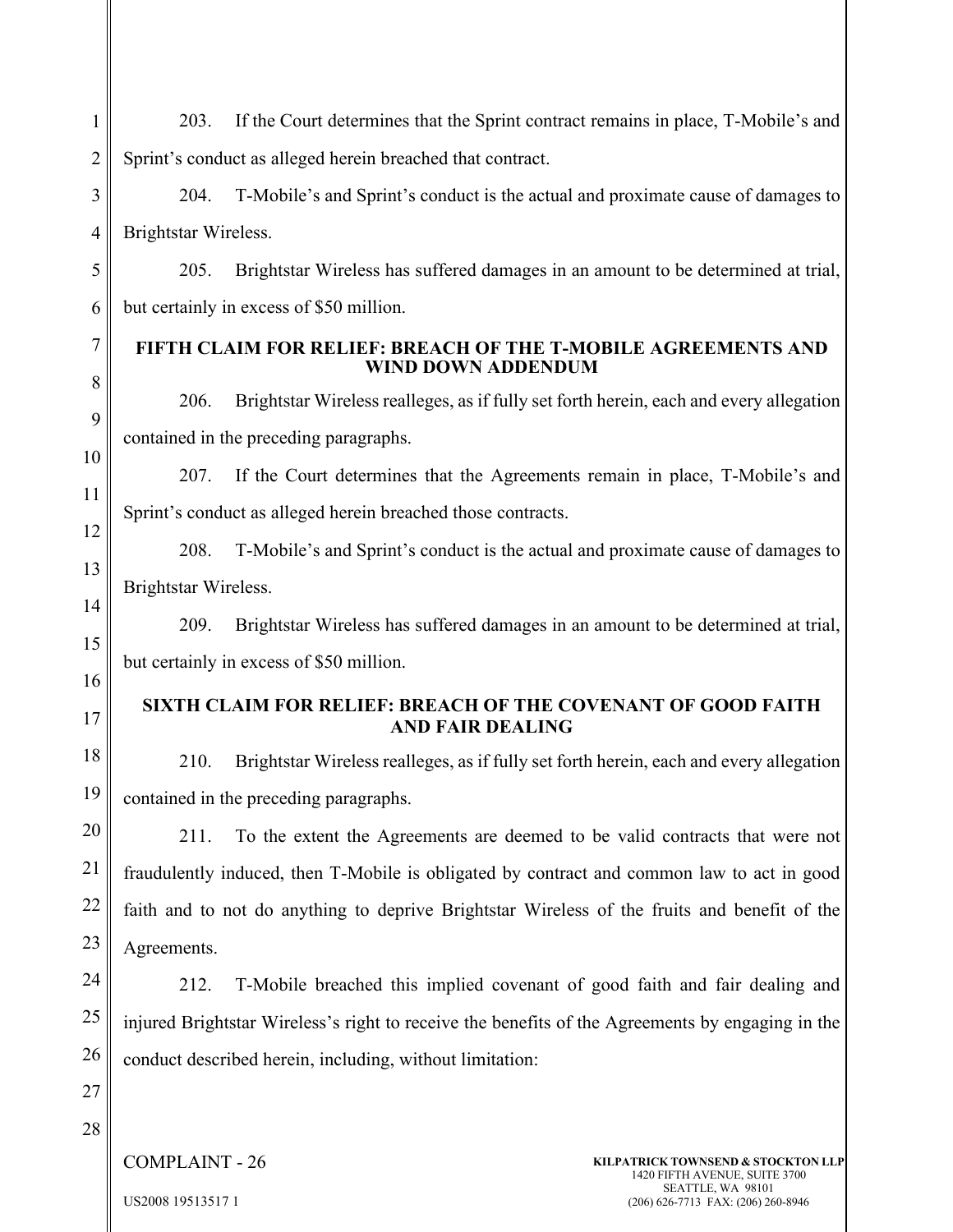203. If the Court determines that the Sprint contract remains in place, T-Mobile's and Sprint's conduct as alleged herein breached that contract.

204. T-Mobile's and Sprint's conduct is the actual and proximate cause of damages to Brightstar Wireless.

205. Brightstar Wireless has suffered damages in an amount to be determined at trial, but certainly in excess of $50 million.

**FIFTH CLAIM FOR RELIEF: BREACH OF THE T-MOBILE AGREEMENTS AND WIND DOWN ADDENDUM**

206. Brightstar Wireless realleges, as if fully set forth herein, each and every allegation contained in the preceding paragraphs.

207. If the Court determines that the Agreements remain in place, T-Mobile's and Sprint's conduct as alleged herein breached those contracts.

208. T-Mobile's and Sprint's conduct is the actual and proximate cause of damages to Brightstar Wireless.

209. Brightstar Wireless has suffered damages in an amount to be determined at trial, but certainly in excess of $50 million.

**SIXTH CLAIM FOR RELIEF: BREACH OF THE COVENANT OF GOOD FAITH AND FAIR DEALING**

210. Brightstar Wireless realleges, as if fully set forth herein, each and every allegation contained in the preceding paragraphs.

211. To the extent the Agreements are deemed to be valid contracts that were not fraudulently induced, then T-Mobile is obligated by contract and common law to act in good faith and to not do anything to deprive Brightstar Wireless of the fruits and benefit of the Agreements.

212. T-Mobile breached this implied covenant of good faith and fair dealing and injured Brightstar Wireless's right to receive the benefits of the Agreements by engaging in the conduct described herein, including, without limitation: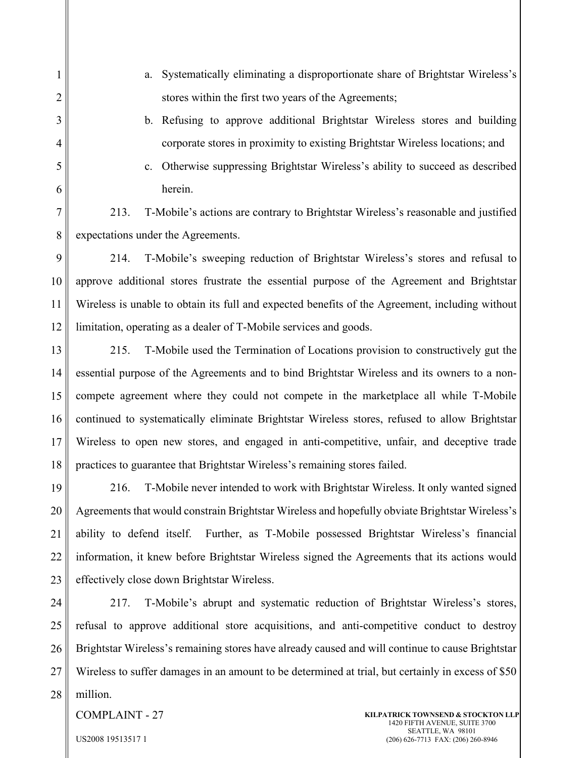a. Systematically eliminating a disproportionate share of Brightstar Wireless's stores within the first two years of the Agreements;

b. Refusing to approve additional Brightstar Wireless stores and building corporate stores in proximity to existing Brightstar Wireless locations; and

c. Otherwise suppressing Brightstar Wireless's ability to succeed as described herein.

213. T-Mobile's actions are contrary to Brightstar Wireless's reasonable and justified expectations under the Agreements.

214. T-Mobile's sweeping reduction of Brightstar Wireless's stores and refusal to approve additional stores frustrate the essential purpose of the Agreement and Brightstar Wireless is unable to obtain its full and expected benefits of the Agreement, including without limitation, operating as a dealer of T-Mobile services and goods.

215. T-Mobile used the Termination of Locations provision to constructively gut the essential purpose of the Agreements and to bind Brightstar Wireless and its owners to a non-compete agreement where they could not compete in the marketplace all while T-Mobile continued to systematically eliminate Brightstar Wireless stores, refused to allow Brightstar Wireless to open new stores, and engaged in anti-competitive, unfair, and deceptive trade practices to guarantee that Brightstar Wireless's remaining stores failed.

216. T-Mobile never intended to work with Brightstar Wireless. It only wanted signed Agreements that would constrain Brightstar Wireless and hopefully obviate Brightstar Wireless's ability to defend itself. Further, as T-Mobile possessed Brightstar Wireless's financial information, it knew before Brightstar Wireless signed the Agreements that its actions would effectively close down Brightstar Wireless.

217. T-Mobile's abrupt and systematic reduction of Brightstar Wireless's stores, refusal to approve additional store acquisitions, and anti-competitive conduct to destroy Brightstar Wireless's remaining stores have already caused and will continue to cause Brightstar Wireless to suffer damages in an amount to be determined at trial, but certainly in excess of $50 million.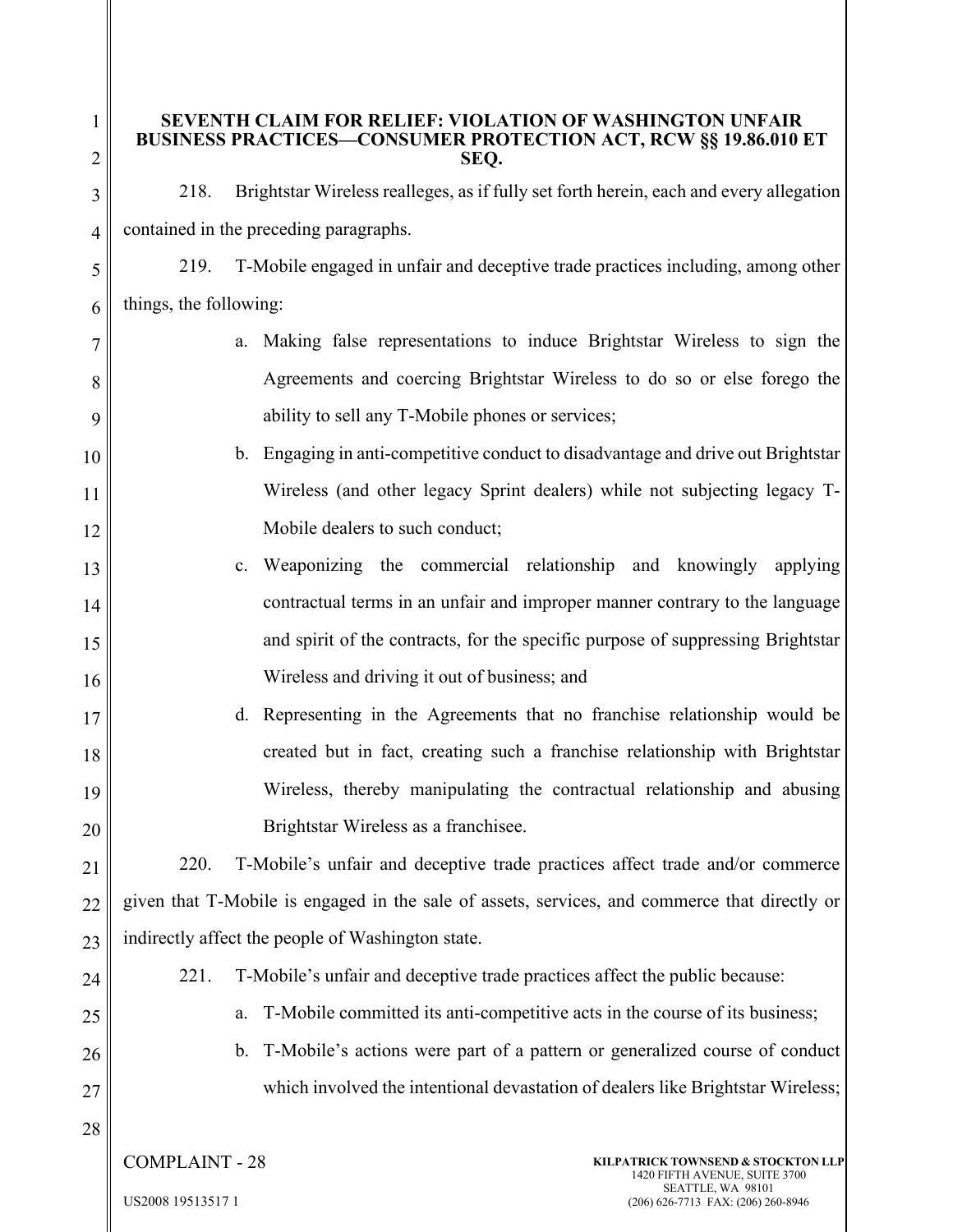**SEVENTH CLAIM FOR RELIEF: VIOLATION OF WASHINGTON UNFAIR BUSINESS PRACTICES—CONSUMER PROTECTION ACT, RCW §§ 19.86.010 ET SEQ.**

218. Brightstar Wireless realleges, as if fully set forth herein, each and every allegation contained in the preceding paragraphs.

219. T-Mobile engaged in unfair and deceptive trade practices including, among other things, the following:

a. Making false representations to induce Brightstar Wireless to sign the Agreements and coercing Brightstar Wireless to do so or else forego the ability to sell any T-Mobile phones or services;

b. Engaging in anti-competitive conduct to disadvantage and drive out Brightstar Wireless (and other legacy Sprint dealers) while not subjecting legacy T-Mobile dealers to such conduct;

c. Weaponizing the commercial relationship and knowingly applying contractual terms in an unfair and improper manner contrary to the language and spirit of the contracts, for the specific purpose of suppressing Brightstar Wireless and driving it out of business; and

d. Representing in the Agreements that no franchise relationship would be created but in fact, creating such a franchise relationship with Brightstar Wireless, thereby manipulating the contractual relationship and abusing Brightstar Wireless as a franchisee.

220. T-Mobile's unfair and deceptive trade practices affect trade and/or commerce given that T-Mobile is engaged in the sale of assets, services, and commerce that directly or indirectly affect the people of Washington state.

221. T-Mobile's unfair and deceptive trade practices affect the public because:

a. T-Mobile committed its anti-competitive acts in the course of its business;

b. T-Mobile's actions were part of a pattern or generalized course of conduct which involved the intentional devastation of dealers like Brightstar Wireless;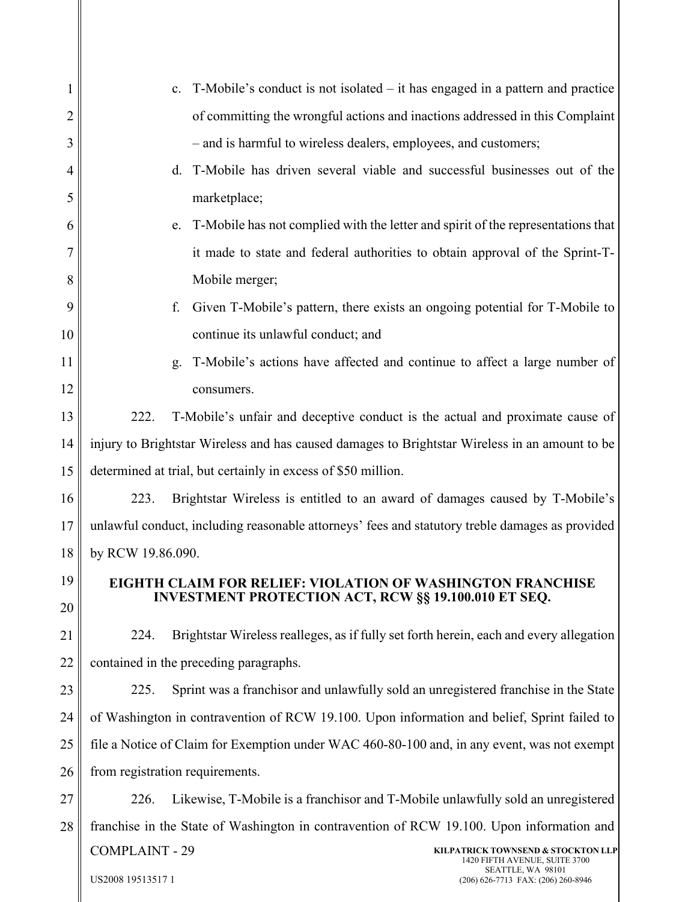c. T-Mobile's conduct is not isolated – it has engaged in a pattern and practice of committing the wrongful actions and inactions addressed in this Complaint – and is harmful to wireless dealers, employees, and customers;

d. T-Mobile has driven several viable and successful businesses out of the marketplace;

e. T-Mobile has not complied with the letter and spirit of the representations that it made to state and federal authorities to obtain approval of the Sprint-T-Mobile merger;

f. Given T-Mobile's pattern, there exists an ongoing potential for T-Mobile to continue its unlawful conduct; and

g. T-Mobile's actions have affected and continue to affect a large number of consumers.

222. T-Mobile's unfair and deceptive conduct is the actual and proximate cause of injury to Brightstar Wireless and has caused damages to Brightstar Wireless in an amount to be determined at trial, but certainly in excess of $50 million.

223. Brightstar Wireless is entitled to an award of damages caused by T-Mobile's unlawful conduct, including reasonable attorneys' fees and statutory treble damages as provided by RCW 19.86.090.

## EIGHTH CLAIM FOR RELIEF: VIOLATION OF WASHINGTON FRANCHISE INVESTMENT PROTECTION ACT, RCW §§ 19.100.010 ET SEQ.

224. Brightstar Wireless realleges, as if fully set forth herein, each and every allegation contained in the preceding paragraphs.

225. Sprint was a franchisor and unlawfully sold an unregistered franchise in the State of Washington in contravention of RCW 19.100. Upon information and belief, Sprint failed to file a Notice of Claim for Exemption under WAC 460-80-100 and, in any event, was not exempt from registration requirements.

226. Likewise, T-Mobile is a franchisor and T-Mobile unlawfully sold an unregistered franchise in the State of Washington in contravention of RCW 19.100. Upon information and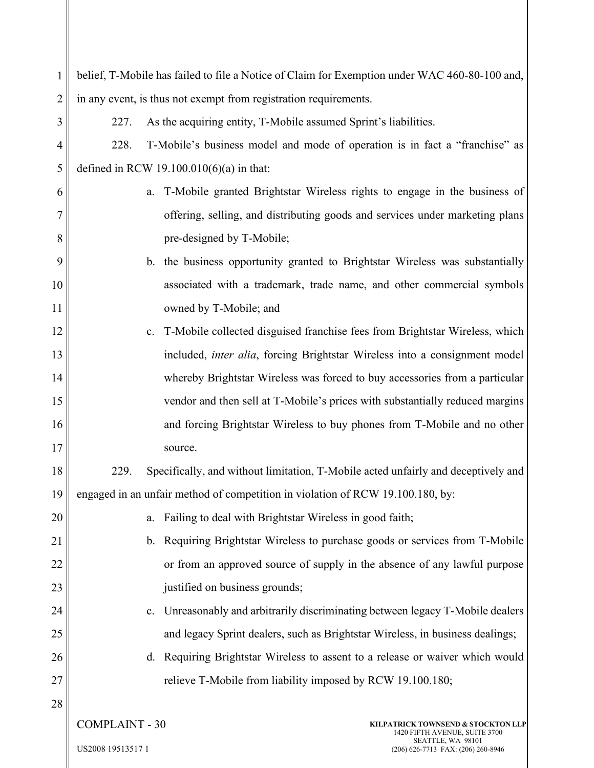belief, T-Mobile has failed to file a Notice of Claim for Exemption under WAC 460-80-100 and, in any event, is thus not exempt from registration requirements.

227. As the acquiring entity, T-Mobile assumed Sprint's liabilities.

228. T-Mobile's business model and mode of operation is in fact a "franchise" as defined in RCW 19.100.010(6)(a) in that:

a. T-Mobile granted Brightstar Wireless rights to engage in the business of offering, selling, and distributing goods and services under marketing plans pre-designed by T-Mobile;

b. the business opportunity granted to Brightstar Wireless was substantially associated with a trademark, trade name, and other commercial symbols owned by T-Mobile; and

c. T-Mobile collected disguised franchise fees from Brightstar Wireless, which included, *inter alia*, forcing Brightstar Wireless into a consignment model whereby Brightstar Wireless was forced to buy accessories from a particular vendor and then sell at T-Mobile's prices with substantially reduced margins and forcing Brightstar Wireless to buy phones from T-Mobile and no other source.

229. Specifically, and without limitation, T-Mobile acted unfairly and deceptively and engaged in an unfair method of competition in violation of RCW 19.100.180, by:

a. Failing to deal with Brightstar Wireless in good faith;

b. Requiring Brightstar Wireless to purchase goods or services from T-Mobile or from an approved source of supply in the absence of any lawful purpose justified on business grounds;

c. Unreasonably and arbitrarily discriminating between legacy T-Mobile dealers and legacy Sprint dealers, such as Brightstar Wireless, in business dealings;

d. Requiring Brightstar Wireless to assent to a release or waiver which would relieve T-Mobile from liability imposed by RCW 19.100.180;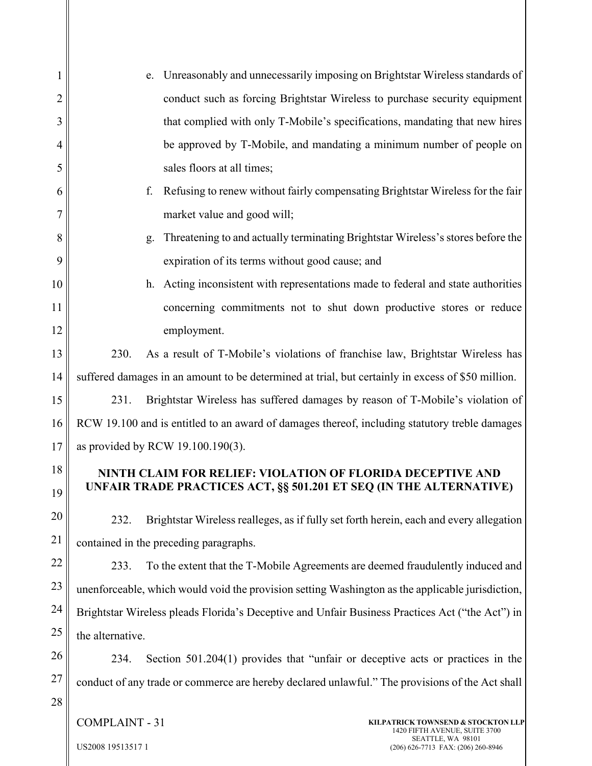e. Unreasonably and unnecessarily imposing on Brightstar Wireless standards of conduct such as forcing Brightstar Wireless to purchase security equipment that complied with only T-Mobile's specifications, mandating that new hires be approved by T-Mobile, and mandating a minimum number of people on sales floors at all times;

f. Refusing to renew without fairly compensating Brightstar Wireless for the fair market value and good will;

g. Threatening to and actually terminating Brightstar Wireless's stores before the expiration of its terms without good cause; and

h. Acting inconsistent with representations made to federal and state authorities concerning commitments not to shut down productive stores or reduce employment.

230. As a result of T-Mobile's violations of franchise law, Brightstar Wireless has suffered damages in an amount to be determined at trial, but certainly in excess of $50 million.

231. Brightstar Wireless has suffered damages by reason of T-Mobile's violation of RCW 19.100 and is entitled to an award of damages thereof, including statutory treble damages as provided by RCW 19.100.190(3).

**NINTH CLAIM FOR RELIEF: VIOLATION OF FLORIDA DECEPTIVE AND UNFAIR TRADE PRACTICES ACT, §§ 501.201 ET SEQ (IN THE ALTERNATIVE)**

232. Brightstar Wireless realleges, as if fully set forth herein, each and every allegation contained in the preceding paragraphs.

233. To the extent that the T-Mobile Agreements are deemed fraudulently induced and unenforceable, which would void the provision setting Washington as the applicable jurisdiction, Brightstar Wireless pleads Florida's Deceptive and Unfair Business Practices Act ("the Act") in the alternative.

234. Section 501.204(1) provides that "unfair or deceptive acts or practices in the conduct of any trade or commerce are hereby declared unlawful." The provisions of the Act shall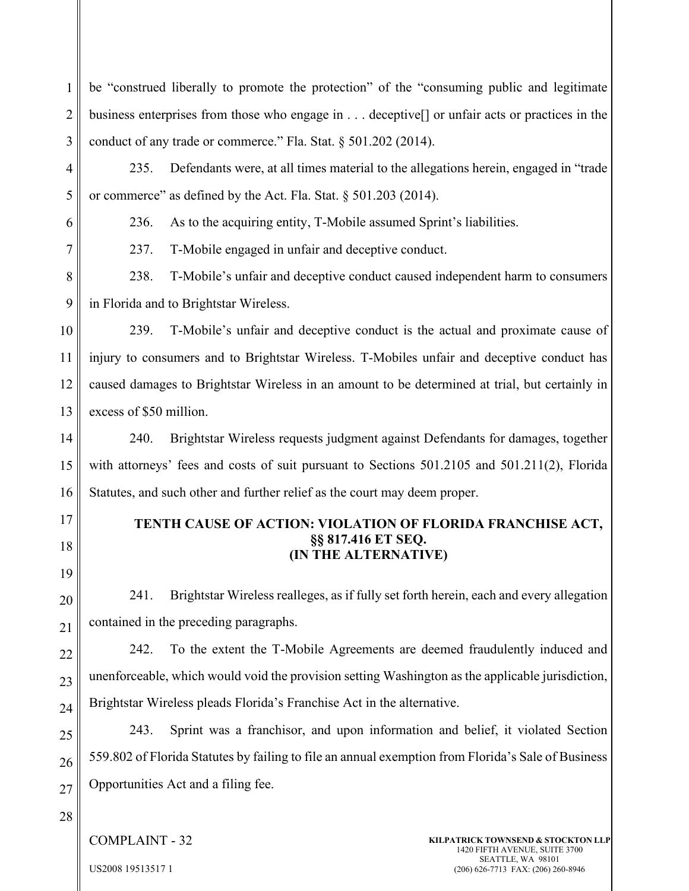be "construed liberally to promote the protection" of the "consuming public and legitimate business enterprises from those who engage in . . . deceptive[] or unfair acts or practices in the conduct of any trade or commerce." Fla. Stat. § 501.202 (2014).

235. Defendants were, at all times material to the allegations herein, engaged in "trade or commerce" as defined by the Act. Fla. Stat. § 501.203 (2014).

236. As to the acquiring entity, T-Mobile assumed Sprint's liabilities.

237. T-Mobile engaged in unfair and deceptive conduct.

238. T-Mobile's unfair and deceptive conduct caused independent harm to consumers in Florida and to Brightstar Wireless.

239. T-Mobile's unfair and deceptive conduct is the actual and proximate cause of injury to consumers and to Brightstar Wireless. T-Mobiles unfair and deceptive conduct has caused damages to Brightstar Wireless in an amount to be determined at trial, but certainly in excess of $50 million.

240. Brightstar Wireless requests judgment against Defendants for damages, together with attorneys' fees and costs of suit pursuant to Sections 501.2105 and 501.211(2), Florida Statutes, and such other and further relief as the court may deem proper.

**TENTH CAUSE OF ACTION: VIOLATION OF FLORIDA FRANCHISE ACT, §§ 817.416 ET SEQ. (IN THE ALTERNATIVE)**

241. Brightstar Wireless realleges, as if fully set forth herein, each and every allegation contained in the preceding paragraphs.

242. To the extent the T-Mobile Agreements are deemed fraudulently induced and unenforceable, which would void the provision setting Washington as the applicable jurisdiction, Brightstar Wireless pleads Florida's Franchise Act in the alternative.

243. Sprint was a franchisor, and upon information and belief, it violated Section 559.802 of Florida Statutes by failing to file an annual exemption from Florida's Sale of Business Opportunities Act and a filing fee.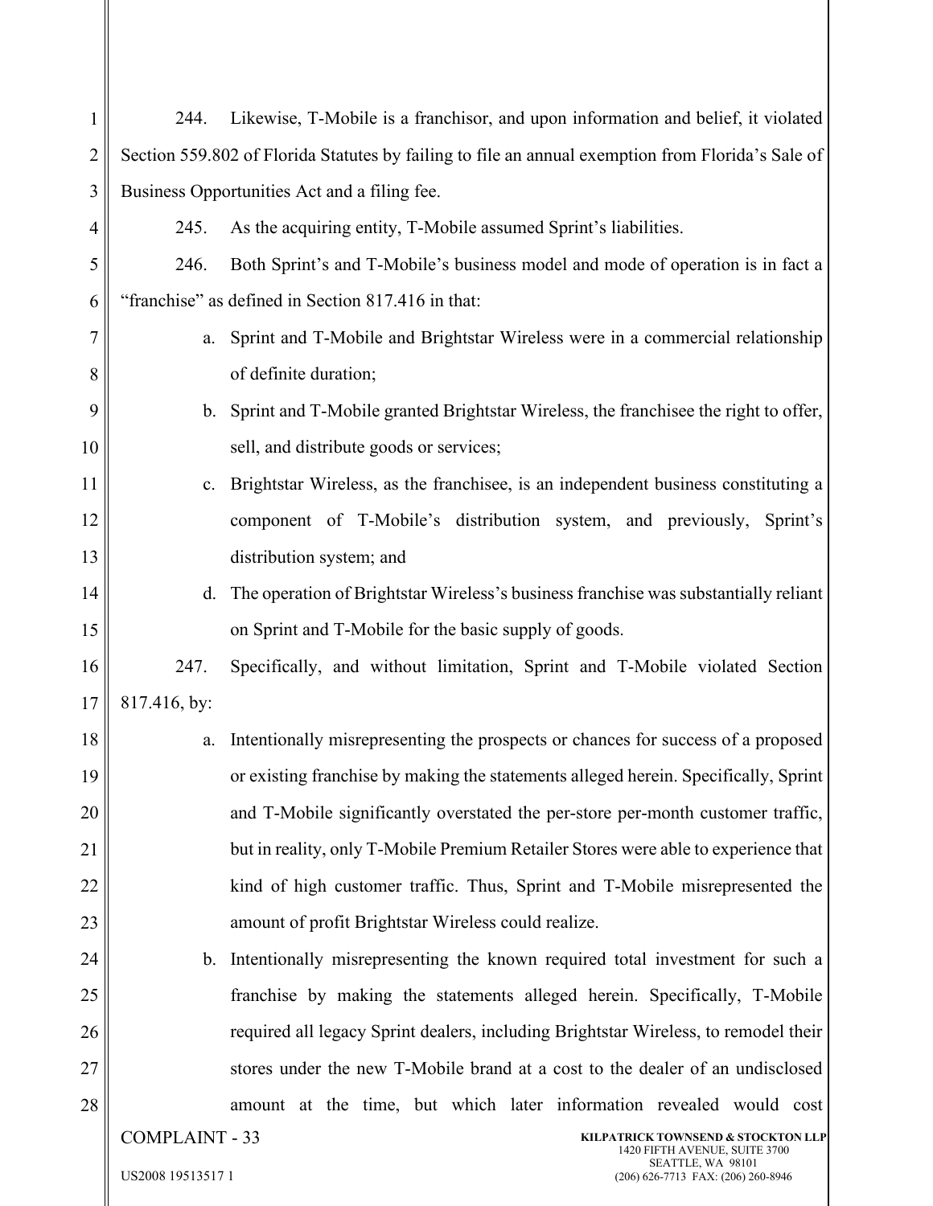244. Likewise, T-Mobile is a franchisor, and upon information and belief, it violated Section 559.802 of Florida Statutes by failing to file an annual exemption from Florida's Sale of Business Opportunities Act and a filing fee.

245. As the acquiring entity, T-Mobile assumed Sprint's liabilities.

246. Both Sprint's and T-Mobile's business model and mode of operation is in fact a "franchise" as defined in Section 817.416 in that:

a. Sprint and T-Mobile and Brightstar Wireless were in a commercial relationship of definite duration;

b. Sprint and T-Mobile granted Brightstar Wireless, the franchisee the right to offer, sell, and distribute goods or services;

c. Brightstar Wireless, as the franchisee, is an independent business constituting a component of T-Mobile's distribution system, and previously, Sprint's distribution system; and

d. The operation of Brightstar Wireless's business franchise was substantially reliant on Sprint and T-Mobile for the basic supply of goods.

247. Specifically, and without limitation, Sprint and T-Mobile violated Section 817.416, by:

a. Intentionally misrepresenting the prospects or chances for success of a proposed or existing franchise by making the statements alleged herein. Specifically, Sprint and T-Mobile significantly overstated the per-store per-month customer traffic, but in reality, only T-Mobile Premium Retailer Stores were able to experience that kind of high customer traffic. Thus, Sprint and T-Mobile misrepresented the amount of profit Brightstar Wireless could realize.

b. Intentionally misrepresenting the known required total investment for such a franchise by making the statements alleged herein. Specifically, T-Mobile required all legacy Sprint dealers, including Brightstar Wireless, to remodel their stores under the new T-Mobile brand at a cost to the dealer of an undisclosed amount at the time, but which later information revealed would cost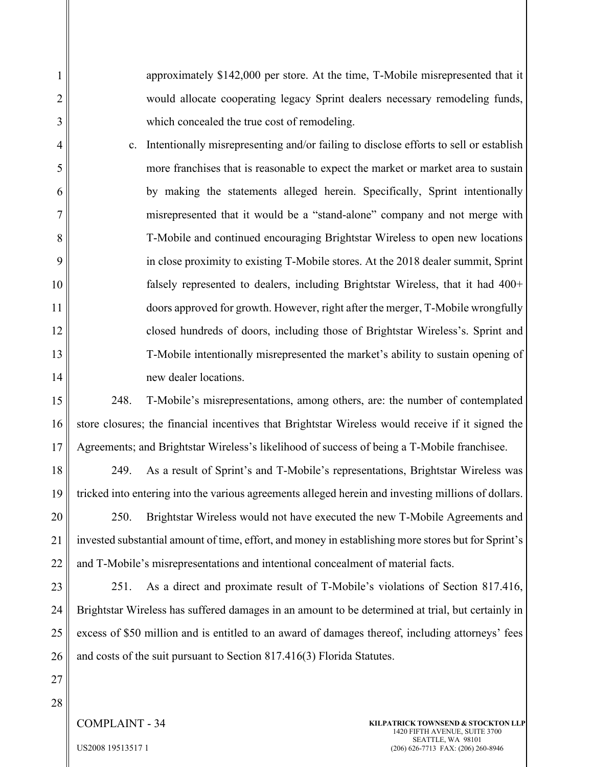approximately $142,000 per store. At the time, T-Mobile misrepresented that it would allocate cooperating legacy Sprint dealers necessary remodeling funds, which concealed the true cost of remodeling.

c. Intentionally misrepresenting and/or failing to disclose efforts to sell or establish more franchises that is reasonable to expect the market or market area to sustain by making the statements alleged herein. Specifically, Sprint intentionally misrepresented that it would be a "stand-alone" company and not merge with T-Mobile and continued encouraging Brightstar Wireless to open new locations in close proximity to existing T-Mobile stores. At the 2018 dealer summit, Sprint falsely represented to dealers, including Brightstar Wireless, that it had 400+ doors approved for growth. However, right after the merger, T-Mobile wrongfully closed hundreds of doors, including those of Brightstar Wireless's. Sprint and T-Mobile intentionally misrepresented the market's ability to sustain opening of new dealer locations.

248. T-Mobile's misrepresentations, among others, are: the number of contemplated store closures; the financial incentives that Brightstar Wireless would receive if it signed the Agreements; and Brightstar Wireless's likelihood of success of being a T-Mobile franchisee.

249. As a result of Sprint's and T-Mobile's representations, Brightstar Wireless was tricked into entering into the various agreements alleged herein and investing millions of dollars.

250. Brightstar Wireless would not have executed the new T-Mobile Agreements and invested substantial amount of time, effort, and money in establishing more stores but for Sprint's and T-Mobile's misrepresentations and intentional concealment of material facts.

251. As a direct and proximate result of T-Mobile's violations of Section 817.416, Brightstar Wireless has suffered damages in an amount to be determined at trial, but certainly in excess of $50 million and is entitled to an award of damages thereof, including attorneys' fees and costs of the suit pursuant to Section 817.416(3) Florida Statutes.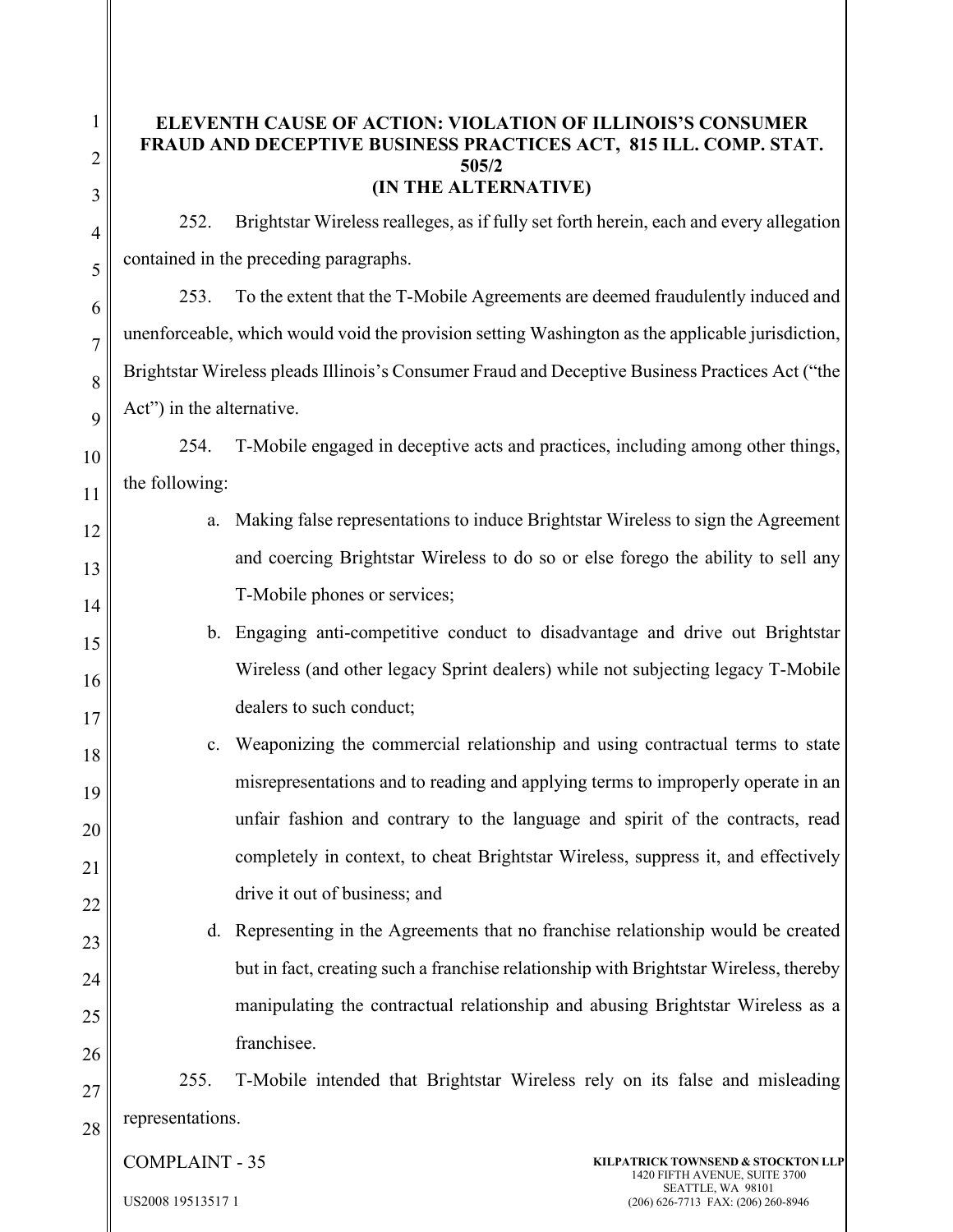## ELEVENTH CAUSE OF ACTION: VIOLATION OF ILLINOIS'S CONSUMER FRAUD AND DECEPTIVE BUSINESS PRACTICES ACT, 815 ILL. COMP. STAT. 505/2 (IN THE ALTERNATIVE)

252. Brightstar Wireless realleges, as if fully set forth herein, each and every allegation contained in the preceding paragraphs.

253. To the extent that the T-Mobile Agreements are deemed fraudulently induced and unenforceable, which would void the provision setting Washington as the applicable jurisdiction, Brightstar Wireless pleads Illinois's Consumer Fraud and Deceptive Business Practices Act ("the Act") in the alternative.

254. T-Mobile engaged in deceptive acts and practices, including among other things, the following:

a. Making false representations to induce Brightstar Wireless to sign the Agreement and coercing Brightstar Wireless to do so or else forego the ability to sell any T-Mobile phones or services;

b. Engaging anti-competitive conduct to disadvantage and drive out Brightstar Wireless (and other legacy Sprint dealers) while not subjecting legacy T-Mobile dealers to such conduct;

c. Weaponizing the commercial relationship and using contractual terms to state misrepresentations and to reading and applying terms to improperly operate in an unfair fashion and contrary to the language and spirit of the contracts, read completely in context, to cheat Brightstar Wireless, suppress it, and effectively drive it out of business; and

d. Representing in the Agreements that no franchise relationship would be created but in fact, creating such a franchise relationship with Brightstar Wireless, thereby manipulating the contractual relationship and abusing Brightstar Wireless as a franchisee.

255. T-Mobile intended that Brightstar Wireless rely on its false and misleading representations.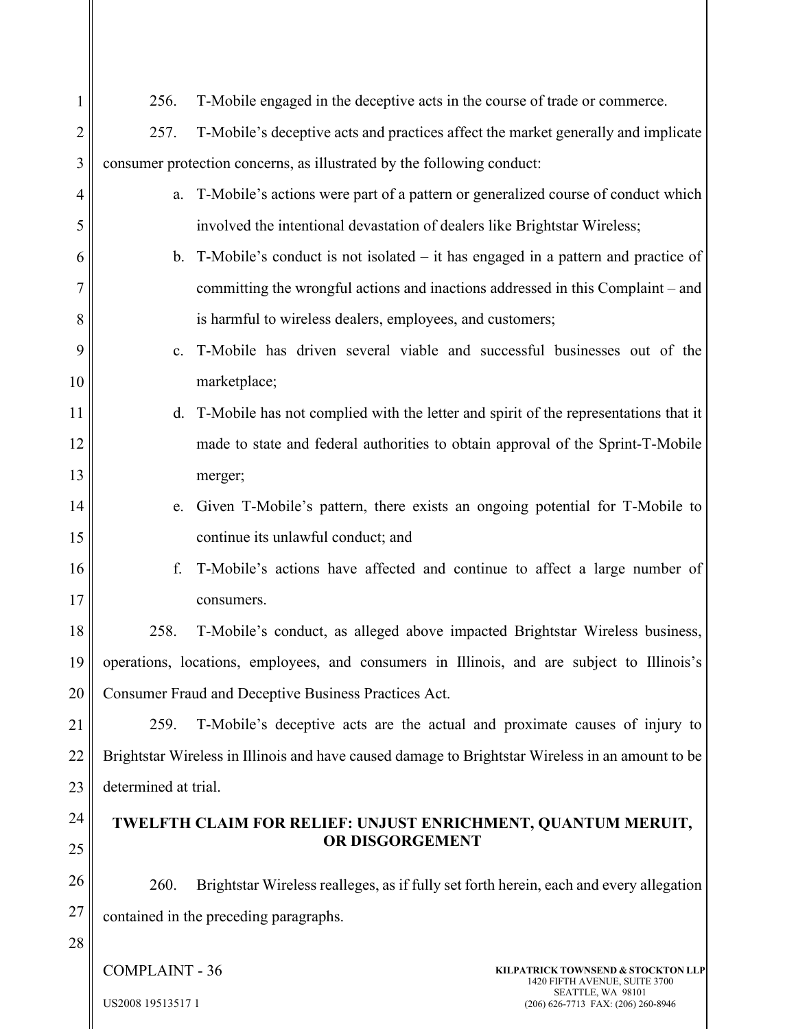256. T-Mobile engaged in the deceptive acts in the course of trade or commerce.

257. T-Mobile's deceptive acts and practices affect the market generally and implicate consumer protection concerns, as illustrated by the following conduct:

a. T-Mobile's actions were part of a pattern or generalized course of conduct which involved the intentional devastation of dealers like Brightstar Wireless;

b. T-Mobile's conduct is not isolated – it has engaged in a pattern and practice of committing the wrongful actions and inactions addressed in this Complaint – and is harmful to wireless dealers, employees, and customers;

c. T-Mobile has driven several viable and successful businesses out of the marketplace;

d. T-Mobile has not complied with the letter and spirit of the representations that it made to state and federal authorities to obtain approval of the Sprint-T-Mobile merger;

e. Given T-Mobile's pattern, there exists an ongoing potential for T-Mobile to continue its unlawful conduct; and

f. T-Mobile's actions have affected and continue to affect a large number of consumers.

258. T-Mobile's conduct, as alleged above impacted Brightstar Wireless business, operations, locations, employees, and consumers in Illinois, and are subject to Illinois's Consumer Fraud and Deceptive Business Practices Act.

259. T-Mobile's deceptive acts are the actual and proximate causes of injury to Brightstar Wireless in Illinois and have caused damage to Brightstar Wireless in an amount to be determined at trial.

## TWELFTH CLAIM FOR RELIEF: UNJUST ENRICHMENT, QUANTUM MERUIT, OR DISGORGEMENT

260. Brightstar Wireless realleges, as if fully set forth herein, each and every allegation contained in the preceding paragraphs.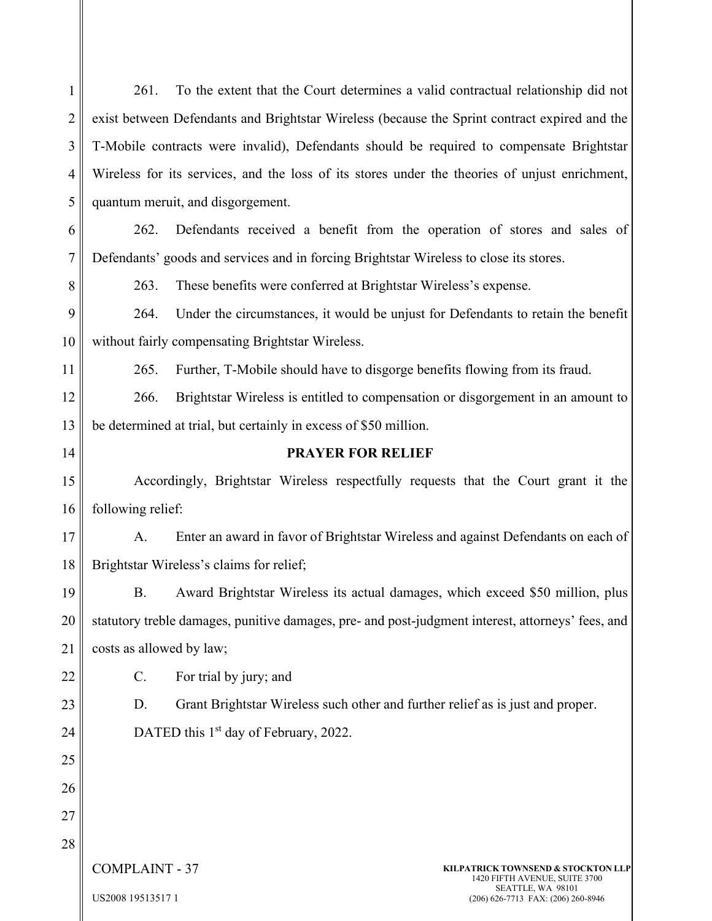261. To the extent that the Court determines a valid contractual relationship did not exist between Defendants and Brightstar Wireless (because the Sprint contract expired and the T-Mobile contracts were invalid), Defendants should be required to compensate Brightstar Wireless for its services, and the loss of its stores under the theories of unjust enrichment, quantum meruit, and disgorgement.

262. Defendants received a benefit from the operation of stores and sales of Defendants' goods and services and in forcing Brightstar Wireless to close its stores.

263. These benefits were conferred at Brightstar Wireless's expense.

264. Under the circumstances, it would be unjust for Defendants to retain the benefit without fairly compensating Brightstar Wireless.

265. Further, T-Mobile should have to disgorge benefits flowing from its fraud.

266. Brightstar Wireless is entitled to compensation or disgorgement in an amount to be determined at trial, but certainly in excess of $50 million.

**PRAYER FOR RELIEF**

Accordingly, Brightstar Wireless respectfully requests that the Court grant it the following relief:

A. Enter an award in favor of Brightstar Wireless and against Defendants on each of Brightstar Wireless's claims for relief;

B. Award Brightstar Wireless its actual damages, which exceed $50 million, plus statutory treble damages, punitive damages, pre- and post-judgment interest, attorneys' fees, and costs as allowed by law;

C. For trial by jury; and

D. Grant Brightstar Wireless such other and further relief as is just and proper.

DATED this 1st day of February, 2022.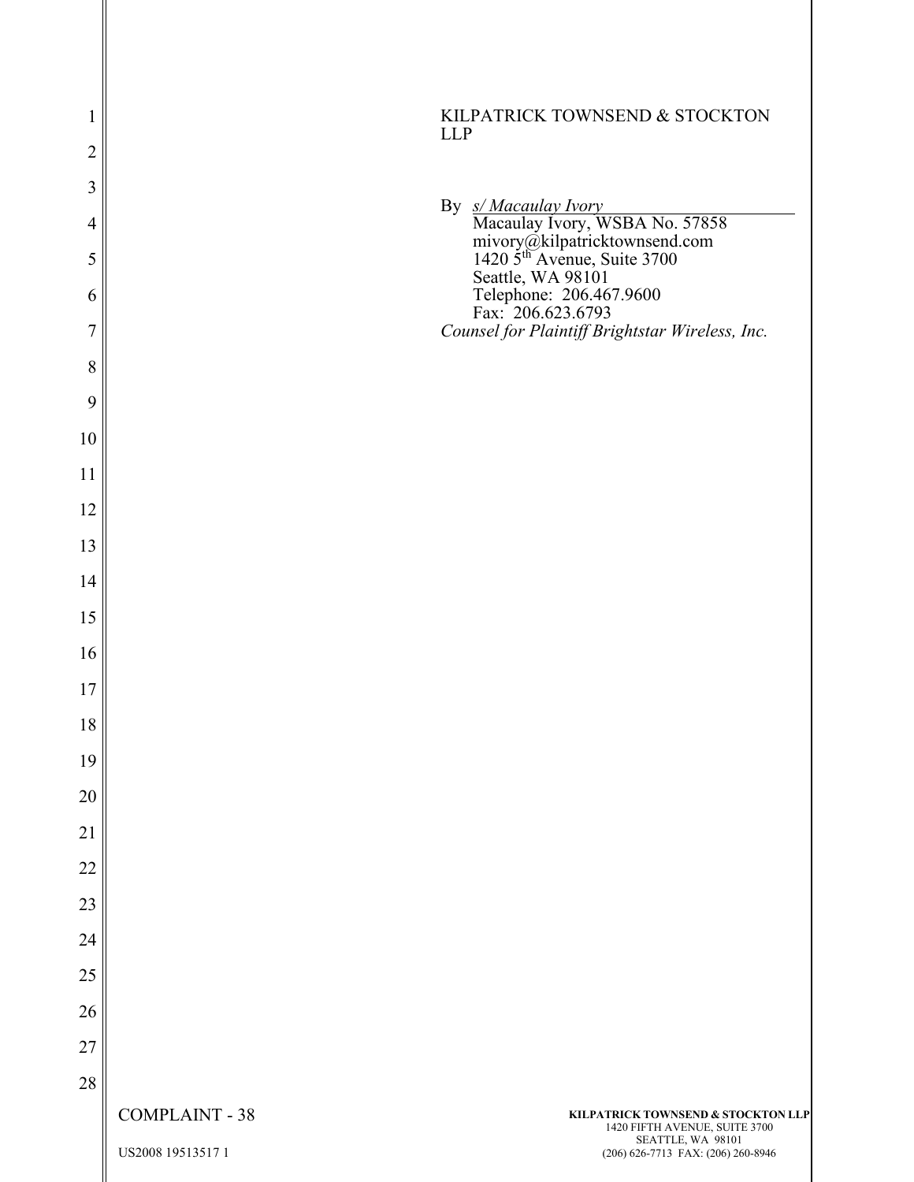KILPATRICK TOWNSEND & STOCKTON LLP

By *s/ Macaulay Ivory*
Macaulay Ivory, WSBA No. 57858
mivory@kilpatricktownsend.com
1420 5th Avenue, Suite 3700
Seattle, WA 98101
Telephone: 206.467.9600
Fax: 206.623.6793
*Counsel for Plaintiff Brightstar Wireless, Inc.*